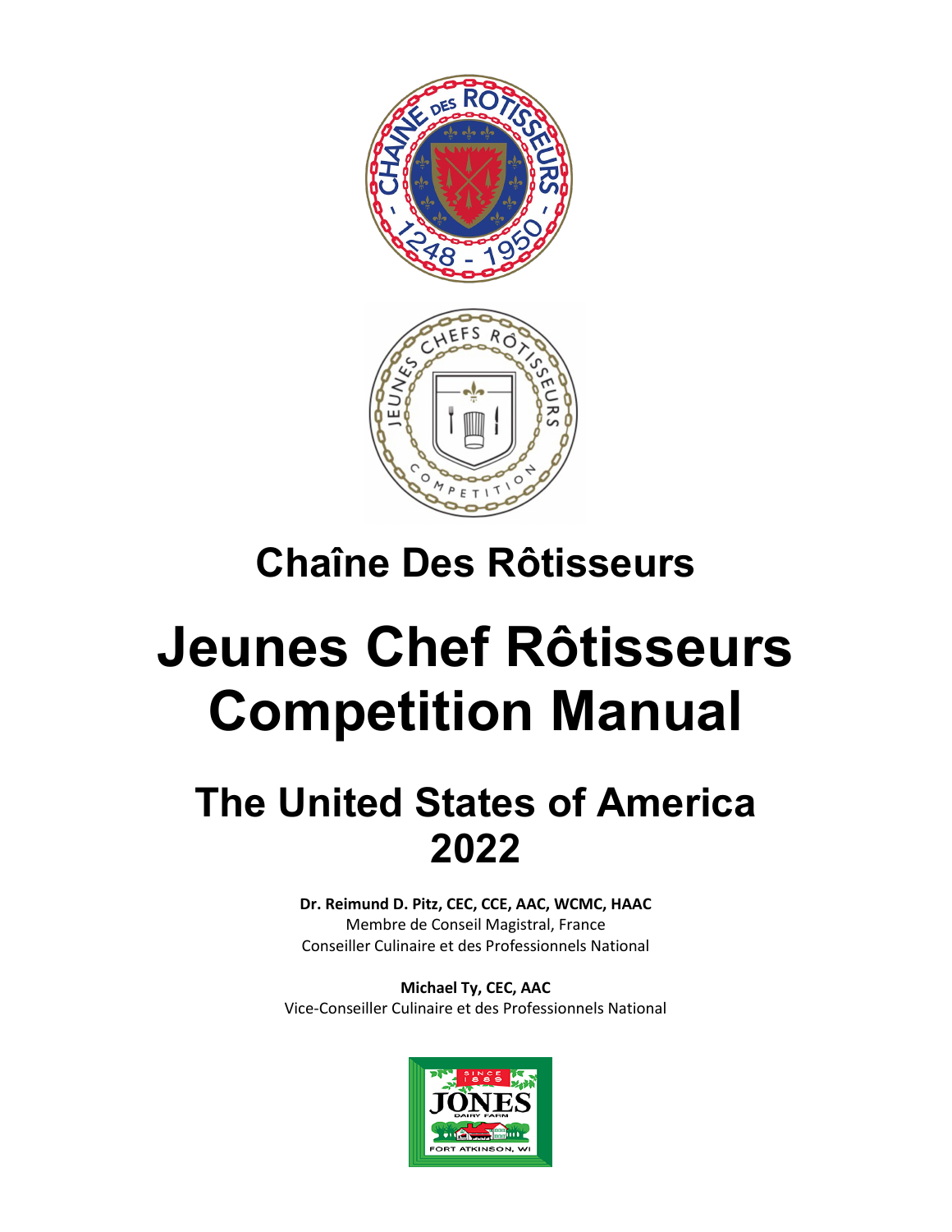# Chaîne Des Rôtisseurs

# Jeunes Chef Rôtisseurs Competition Manual

## The United States of America 2022

**Dr. Reimund D. Pitz, CEC, CCE, AAC, WCMC, HAAC**
Membre de Conseil Magistral, France
Conseiller Culinaire et des Professionnels National

**Michael Ty, CEC, AAC**
Vice-Conseiller Culinaire et des Professionnels National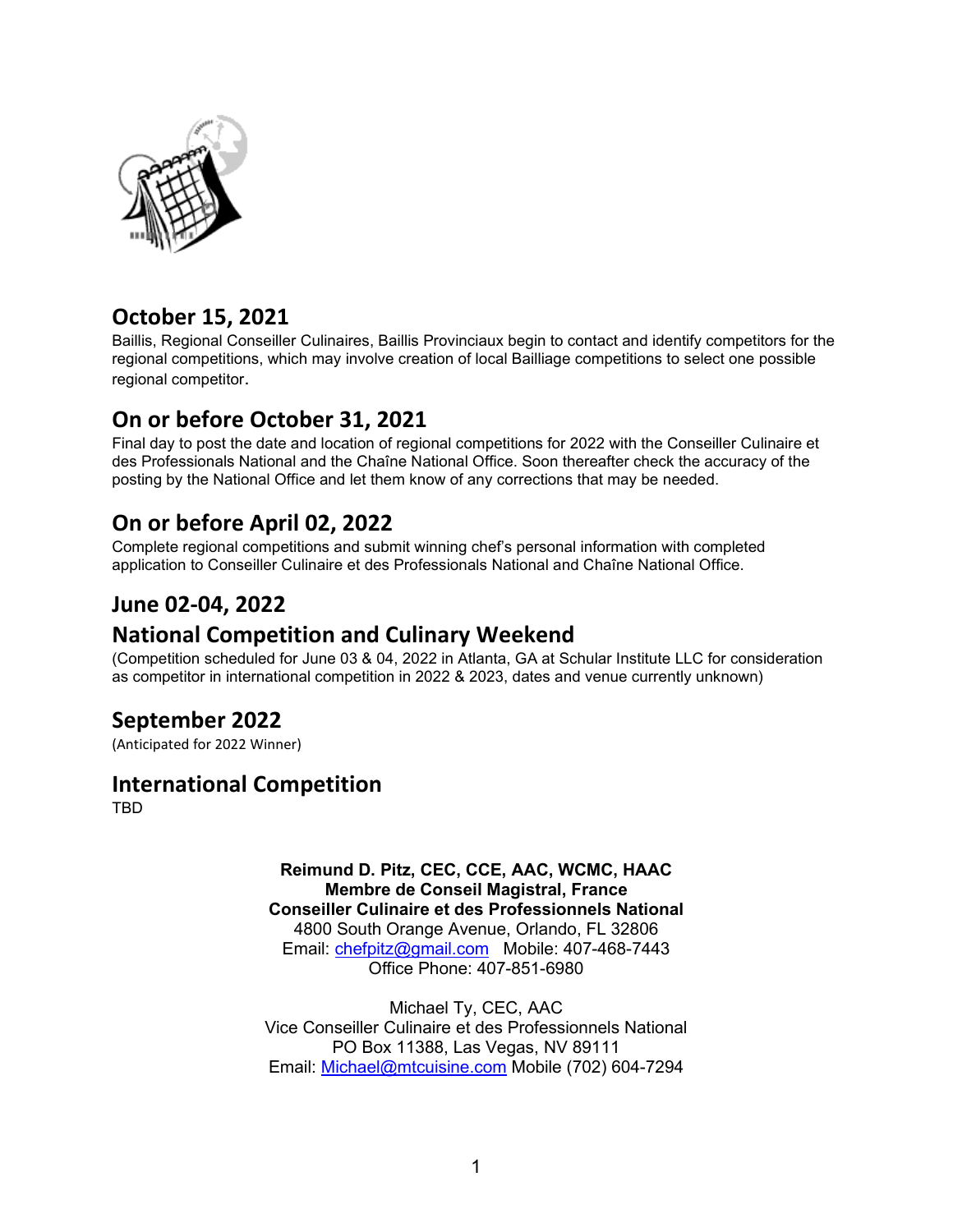## October 15, 2021

Baillis, Regional Conseiller Culinaires, Baillis Provinciaux begin to contact and identify competitors for the regional competitions, which may involve creation of local Bailliage competitions to select one possible regional competitor.

## On or before October 31, 2021

Final day to post the date and location of regional competitions for 2022 with the Conseiller Culinaire et des Professionals National and the Chaîne National Office. Soon thereafter check the accuracy of the posting by the National Office and let them know of any corrections that may be needed.

## On or before April 02, 2022

Complete regional competitions and submit winning chef's personal information with completed application to Conseiller Culinaire et des Professionals National and Chaîne National Office.

## June 02-04, 2022

## National Competition and Culinary Weekend

(Competition scheduled for June 03 & 04, 2022 in Atlanta, GA at Schular Institute LLC for consideration as competitor in international competition in 2022 & 2023, dates and venue currently unknown)

## September 2022

(Anticipated for 2022 Winner)

## International Competition

TBD

**Reimund D. Pitz, CEC, CCE, AAC, WCMC, HAAC**
**Membre de Conseil Magistral, France**
**Conseiller Culinaire et des Professionnels National**
4800 South Orange Avenue, Orlando, FL 32806
Email: chefpitz@gmail.com Mobile: 407-468-7443
Office Phone: 407-851-6980

Michael Ty, CEC, AAC
Vice Conseiller Culinaire et des Professionnels National
PO Box 11388, Las Vegas, NV 89111
Email: Michael@mtcuisine.com Mobile (702) 604-7294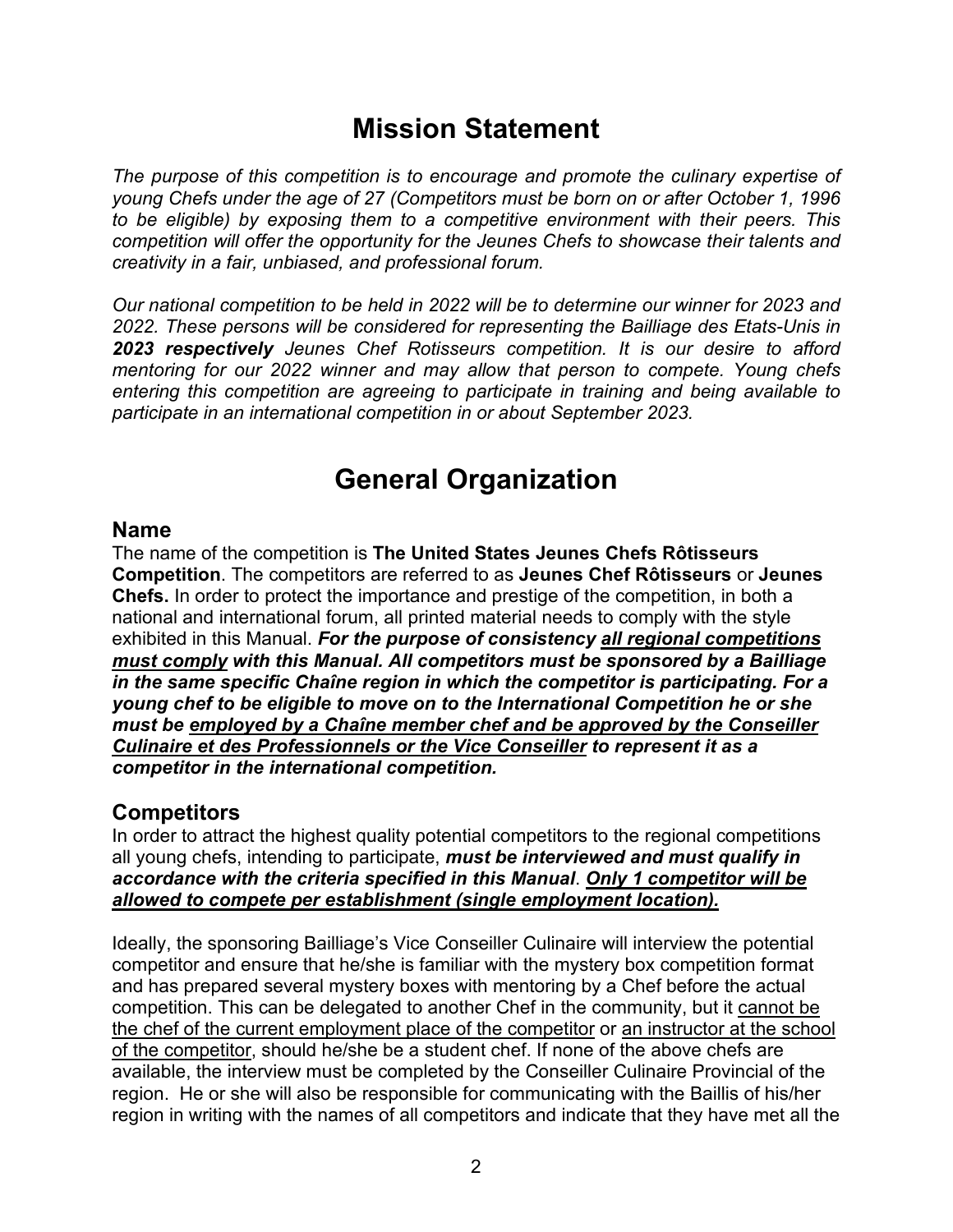# Mission Statement

*The purpose of this competition is to encourage and promote the culinary expertise of young Chefs under the age of 27 (Competitors must be born on or after October 1, 1996 to be eligible) by exposing them to a competitive environment with their peers. This competition will offer the opportunity for the Jeunes Chefs to showcase their talents and creativity in a fair, unbiased, and professional forum.*

*Our national competition to be held in 2022 will be to determine our winner for 2023 and 2022. These persons will be considered for representing the Bailliage des Etats-Unis in **2023 respectively** Jeunes Chef Rotisseurs competition. It is our desire to afford mentoring for our 2022 winner and may allow that person to compete. Young chefs entering this competition are agreeing to participate in training and being available to participate in an international competition in or about September 2023.*

# General Organization

## Name

The name of the competition is **The United States Jeunes Chefs Rôtisseurs Competition**. The competitors are referred to as **Jeunes Chef Rôtisseurs** or **Jeunes Chefs.** In order to protect the importance and prestige of the competition, in both a national and international forum, all printed material needs to comply with the style exhibited in this Manual. ***For the purpose of consistency <u>all regional competitions must comply</u> with this Manual. All competitors must be sponsored by a Bailliage in the same specific Chaîne region in which the competitor is participating. For a young chef to be eligible to move on to the International Competition he or she must be <u>employed by a Chaîne member chef and be approved by the Conseiller Culinaire et des Professionnels or the Vice Conseiller</u> to represent it as a competitor in the international competition.***

## Competitors

In order to attract the highest quality potential competitors to the regional competitions all young chefs, intending to participate, ***must be interviewed and must qualify in accordance with the criteria specified in this Manual***. ***<u>Only 1 competitor will be allowed to compete per establishment (single employment location).</u>***

Ideally, the sponsoring Bailliage's Vice Conseiller Culinaire will interview the potential competitor and ensure that he/she is familiar with the mystery box competition format and has prepared several mystery boxes with mentoring by a Chef before the actual competition. This can be delegated to another Chef in the community, but it <u>cannot be the chef of the current employment place of the competitor</u> or <u>an instructor at the school of the competitor</u>, should he/she be a student chef. If none of the above chefs are available, the interview must be completed by the Conseiller Culinaire Provincial of the region. He or she will also be responsible for communicating with the Baillis of his/her region in writing with the names of all competitors and indicate that they have met all the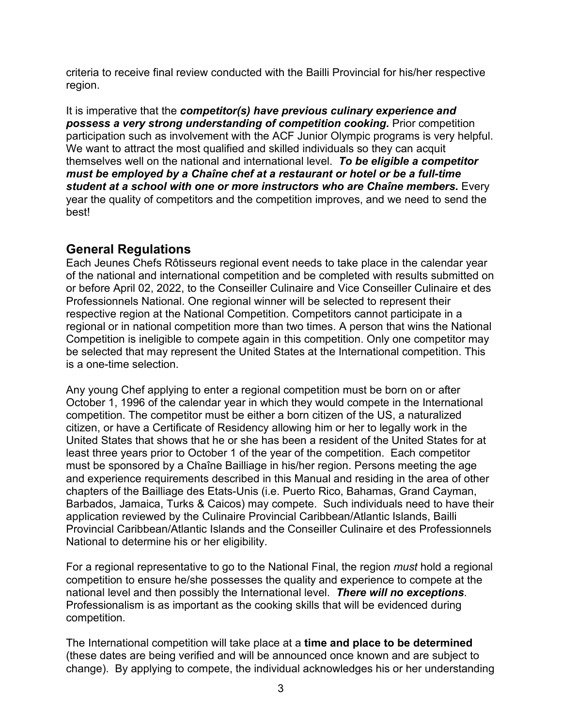criteria to receive final review conducted with the Bailli Provincial for his/her respective region.

It is imperative that the ***competitor(s) have previous culinary experience and possess a very strong understanding of competition cooking.*** Prior competition participation such as involvement with the ACF Junior Olympic programs is very helpful. We want to attract the most qualified and skilled individuals so they can acquit themselves well on the national and international level. ***To be eligible a competitor must be employed by a Chaîne chef at a restaurant or hotel or be a full-time student at a school with one or more instructors who are Chaîne members.*** Every year the quality of competitors and the competition improves, and we need to send the best!

## General Regulations

Each Jeunes Chefs Rôtisseurs regional event needs to take place in the calendar year of the national and international competition and be completed with results submitted on or before April 02, 2022, to the Conseiller Culinaire and Vice Conseiller Culinaire et des Professionnels National. One regional winner will be selected to represent their respective region at the National Competition. Competitors cannot participate in a regional or in national competition more than two times. A person that wins the National Competition is ineligible to compete again in this competition. Only one competitor may be selected that may represent the United States at the International competition. This is a one-time selection.

Any young Chef applying to enter a regional competition must be born on or after October 1, 1996 of the calendar year in which they would compete in the International competition. The competitor must be either a born citizen of the US, a naturalized citizen, or have a Certificate of Residency allowing him or her to legally work in the United States that shows that he or she has been a resident of the United States for at least three years prior to October 1 of the year of the competition. Each competitor must be sponsored by a Chaîne Bailliage in his/her region. Persons meeting the age and experience requirements described in this Manual and residing in the area of other chapters of the Bailliage des Etats-Unis (i.e. Puerto Rico, Bahamas, Grand Cayman, Barbados, Jamaica, Turks & Caicos) may compete. Such individuals need to have their application reviewed by the Culinaire Provincial Caribbean/Atlantic Islands, Bailli Provincial Caribbean/Atlantic Islands and the Conseiller Culinaire et des Professionnels National to determine his or her eligibility.

For a regional representative to go to the National Final, the region *must* hold a regional competition to ensure he/she possesses the quality and experience to compete at the national level and then possibly the International level. ***There will no exceptions***. Professionalism is as important as the cooking skills that will be evidenced during competition.

The International competition will take place at a **time and place to be determined** (these dates are being verified and will be announced once known and are subject to change). By applying to compete, the individual acknowledges his or her understanding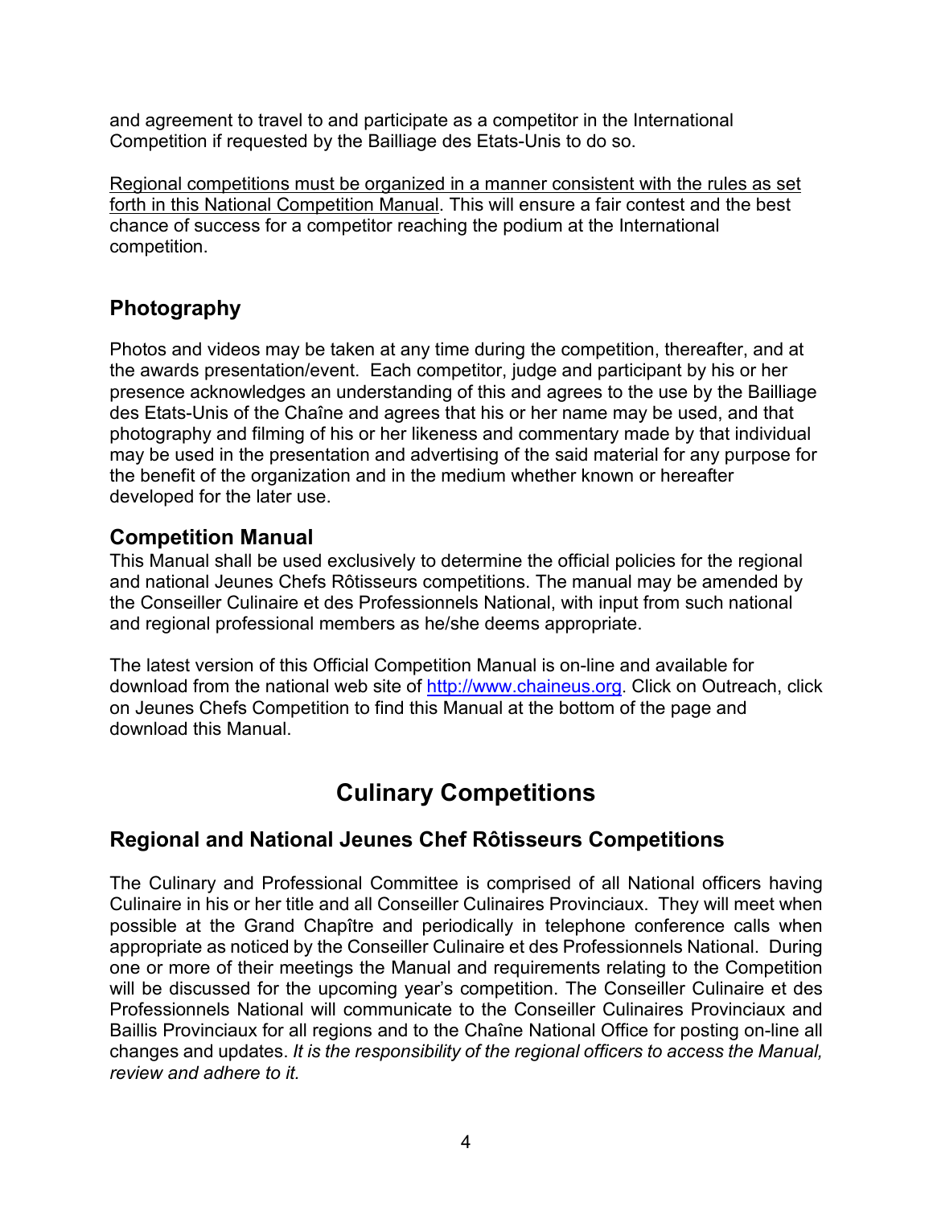and agreement to travel to and participate as a competitor in the International Competition if requested by the Bailliage des Etats-Unis to do so.

Regional competitions must be organized in a manner consistent with the rules as set forth in this National Competition Manual. This will ensure a fair contest and the best chance of success for a competitor reaching the podium at the International competition.

## Photography

Photos and videos may be taken at any time during the competition, thereafter, and at the awards presentation/event. Each competitor, judge and participant by his or her presence acknowledges an understanding of this and agrees to the use by the Bailliage des Etats-Unis of the Chaîne and agrees that his or her name may be used, and that photography and filming of his or her likeness and commentary made by that individual may be used in the presentation and advertising of the said material for any purpose for the benefit of the organization and in the medium whether known or hereafter developed for the later use.

## Competition Manual

This Manual shall be used exclusively to determine the official policies for the regional and national Jeunes Chefs Rôtisseurs competitions. The manual may be amended by the Conseiller Culinaire et des Professionnels National, with input from such national and regional professional members as he/she deems appropriate.

The latest version of this Official Competition Manual is on-line and available for download from the national web site of http://www.chaineus.org. Click on Outreach, click on Jeunes Chefs Competition to find this Manual at the bottom of the page and download this Manual.

# Culinary Competitions

## Regional and National Jeunes Chef Rôtisseurs Competitions

The Culinary and Professional Committee is comprised of all National officers having Culinaire in his or her title and all Conseiller Culinaires Provinciaux. They will meet when possible at the Grand Chapître and periodically in telephone conference calls when appropriate as noticed by the Conseiller Culinaire et des Professionnels National. During one or more of their meetings the Manual and requirements relating to the Competition will be discussed for the upcoming year's competition. The Conseiller Culinaire et des Professionnels National will communicate to the Conseiller Culinaires Provinciaux and Baillis Provinciaux for all regions and to the Chaîne National Office for posting on-line all changes and updates. *It is the responsibility of the regional officers to access the Manual, review and adhere to it.*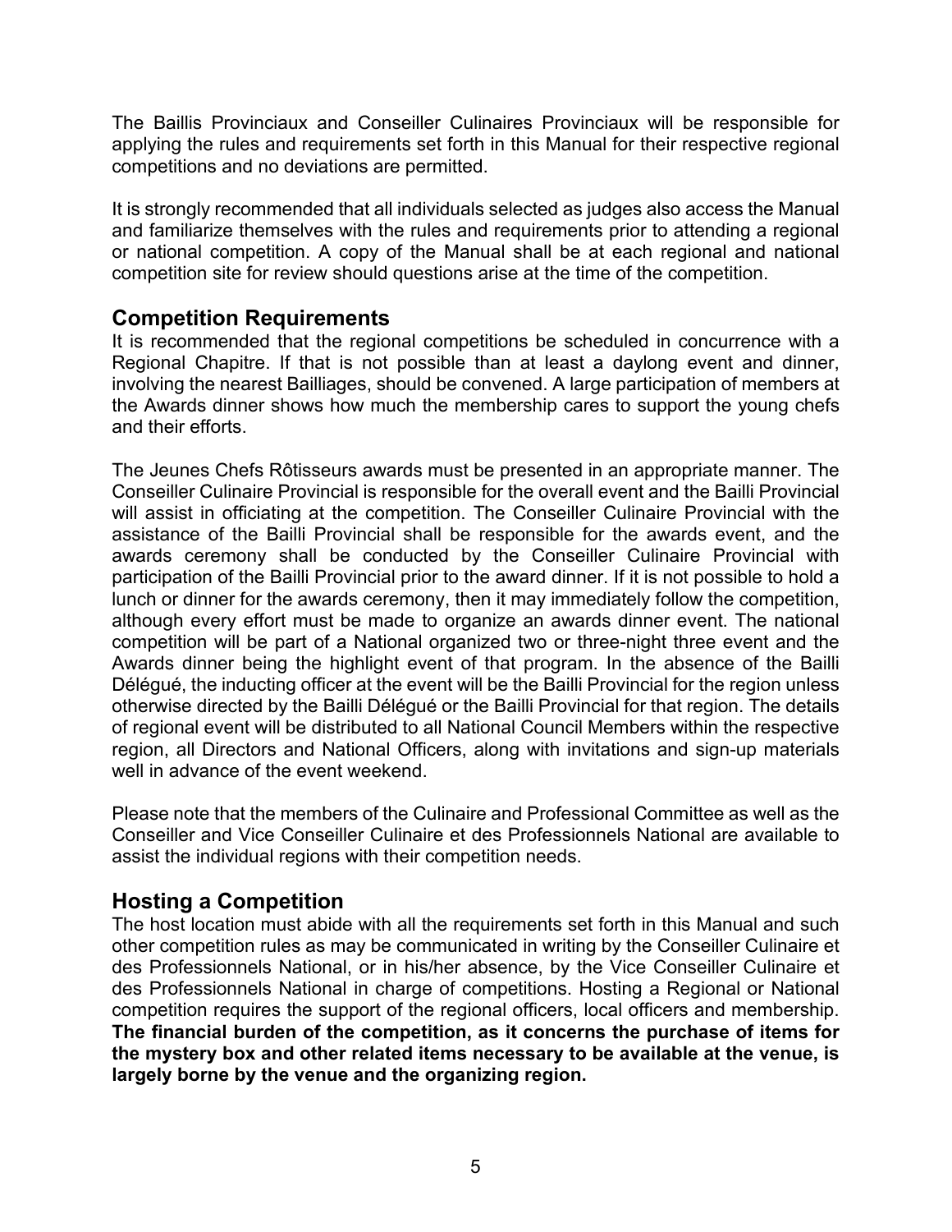The Baillis Provinciaux and Conseiller Culinaires Provinciaux will be responsible for applying the rules and requirements set forth in this Manual for their respective regional competitions and no deviations are permitted.

It is strongly recommended that all individuals selected as judges also access the Manual and familiarize themselves with the rules and requirements prior to attending a regional or national competition. A copy of the Manual shall be at each regional and national competition site for review should questions arise at the time of the competition.

## Competition Requirements

It is recommended that the regional competitions be scheduled in concurrence with a Regional Chapitre. If that is not possible than at least a daylong event and dinner, involving the nearest Bailliages, should be convened. A large participation of members at the Awards dinner shows how much the membership cares to support the young chefs and their efforts.

The Jeunes Chefs Rôtisseurs awards must be presented in an appropriate manner. The Conseiller Culinaire Provincial is responsible for the overall event and the Bailli Provincial will assist in officiating at the competition. The Conseiller Culinaire Provincial with the assistance of the Bailli Provincial shall be responsible for the awards event, and the awards ceremony shall be conducted by the Conseiller Culinaire Provincial with participation of the Bailli Provincial prior to the award dinner. If it is not possible to hold a lunch or dinner for the awards ceremony, then it may immediately follow the competition, although every effort must be made to organize an awards dinner event. The national competition will be part of a National organized two or three-night three event and the Awards dinner being the highlight event of that program. In the absence of the Bailli Délégué, the inducting officer at the event will be the Bailli Provincial for the region unless otherwise directed by the Bailli Délégué or the Bailli Provincial for that region. The details of regional event will be distributed to all National Council Members within the respective region, all Directors and National Officers, along with invitations and sign-up materials well in advance of the event weekend.

Please note that the members of the Culinaire and Professional Committee as well as the Conseiller and Vice Conseiller Culinaire et des Professionnels National are available to assist the individual regions with their competition needs.

## Hosting a Competition

The host location must abide with all the requirements set forth in this Manual and such other competition rules as may be communicated in writing by the Conseiller Culinaire et des Professionnels National, or in his/her absence, by the Vice Conseiller Culinaire et des Professionnels National in charge of competitions. Hosting a Regional or National competition requires the support of the regional officers, local officers and membership. **The financial burden of the competition, as it concerns the purchase of items for the mystery box and other related items necessary to be available at the venue, is largely borne by the venue and the organizing region.**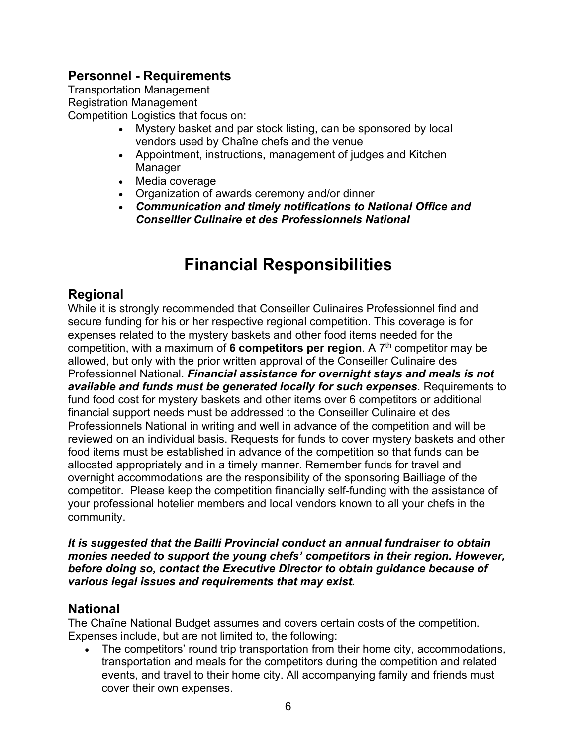## Personnel - Requirements

Transportation Management
Registration Management
Competition Logistics that focus on:

- Mystery basket and par stock listing, can be sponsored by local vendors used by Chaîne chefs and the venue
- Appointment, instructions, management of judges and Kitchen Manager
- Media coverage
- Organization of awards ceremony and/or dinner
- ***Communication and timely notifications to National Office and Conseiller Culinaire et des Professionnels National***

# Financial Responsibilities

## Regional

While it is strongly recommended that Conseiller Culinaires Professionnel find and secure funding for his or her respective regional competition. This coverage is for expenses related to the mystery baskets and other food items needed for the competition, with a maximum of **6 competitors per region**. A 7th competitor may be allowed, but only with the prior written approval of the Conseiller Culinaire des Professionnel National. ***Financial assistance for overnight stays and meals is not available and funds must be generated locally for such expenses***. Requirements to fund food cost for mystery baskets and other items over 6 competitors or additional financial support needs must be addressed to the Conseiller Culinaire et des Professionnels National in writing and well in advance of the competition and will be reviewed on an individual basis. Requests for funds to cover mystery baskets and other food items must be established in advance of the competition so that funds can be allocated appropriately and in a timely manner. Remember funds for travel and overnight accommodations are the responsibility of the sponsoring Bailliage of the competitor. Please keep the competition financially self-funding with the assistance of your professional hotelier members and local vendors known to all your chefs in the community.

***It is suggested that the Bailli Provincial conduct an annual fundraiser to obtain monies needed to support the young chefs' competitors in their region. However, before doing so, contact the Executive Director to obtain guidance because of various legal issues and requirements that may exist.***

## National

The Chaîne National Budget assumes and covers certain costs of the competition. Expenses include, but are not limited to, the following:

- The competitors' round trip transportation from their home city, accommodations, transportation and meals for the competitors during the competition and related events, and travel to their home city. All accompanying family and friends must cover their own expenses.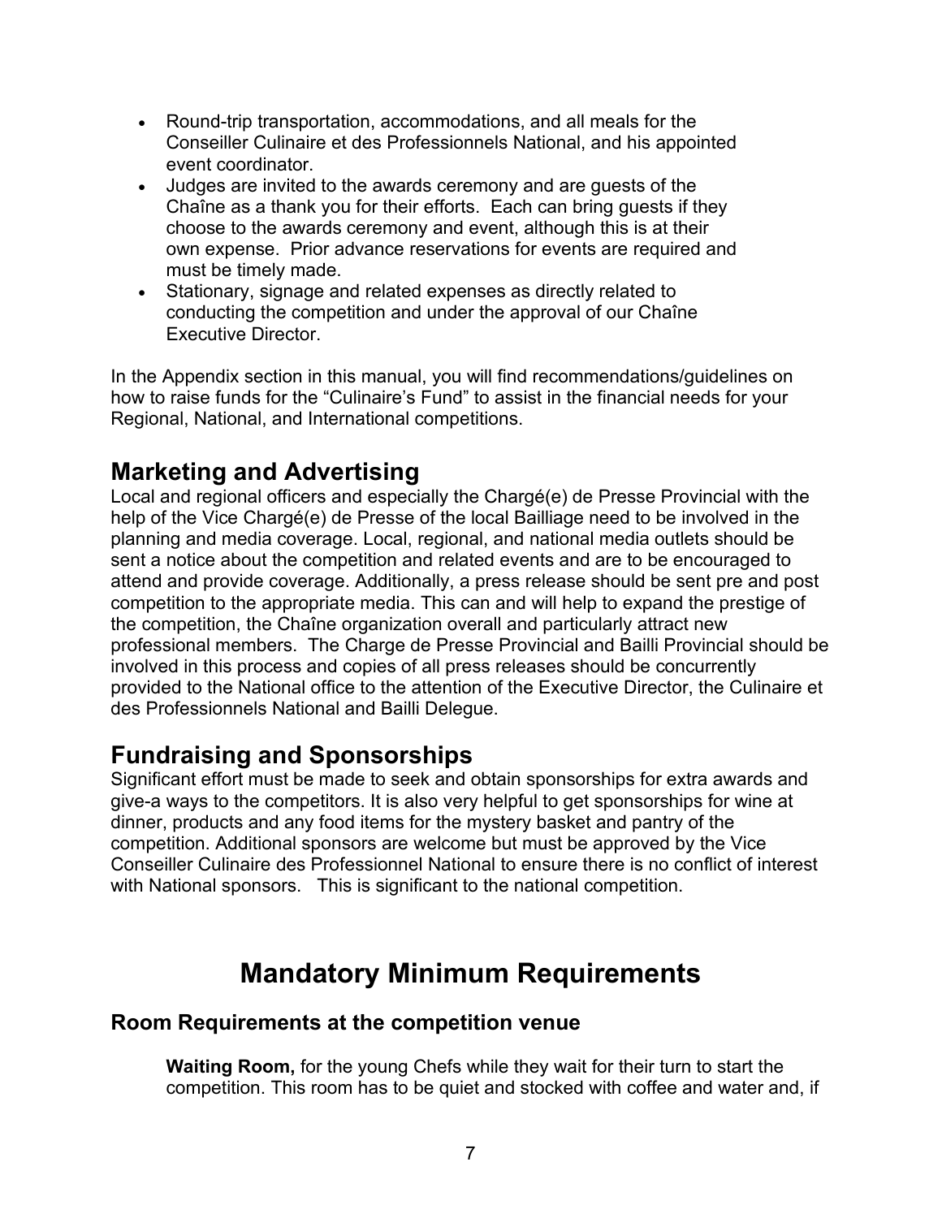- Round-trip transportation, accommodations, and all meals for the Conseiller Culinaire et des Professionnels National, and his appointed event coordinator.
- Judges are invited to the awards ceremony and are guests of the Chaîne as a thank you for their efforts. Each can bring guests if they choose to the awards ceremony and event, although this is at their own expense. Prior advance reservations for events are required and must be timely made.
- Stationary, signage and related expenses as directly related to conducting the competition and under the approval of our Chaîne Executive Director.

In the Appendix section in this manual, you will find recommendations/guidelines on how to raise funds for the "Culinaire's Fund" to assist in the financial needs for your Regional, National, and International competitions.

## Marketing and Advertising

Local and regional officers and especially the Chargé(e) de Presse Provincial with the help of the Vice Chargé(e) de Presse of the local Bailliage need to be involved in the planning and media coverage. Local, regional, and national media outlets should be sent a notice about the competition and related events and are to be encouraged to attend and provide coverage. Additionally, a press release should be sent pre and post competition to the appropriate media. This can and will help to expand the prestige of the competition, the Chaîne organization overall and particularly attract new professional members. The Charge de Presse Provincial and Bailli Provincial should be involved in this process and copies of all press releases should be concurrently provided to the National office to the attention of the Executive Director, the Culinaire et des Professionnels National and Bailli Delegue.

## Fundraising and Sponsorships

Significant effort must be made to seek and obtain sponsorships for extra awards and give-a ways to the competitors. It is also very helpful to get sponsorships for wine at dinner, products and any food items for the mystery basket and pantry of the competition. Additional sponsors are welcome but must be approved by the Vice Conseiller Culinaire des Professionnel National to ensure there is no conflict of interest with National sponsors. This is significant to the national competition.

# Mandatory Minimum Requirements

### Room Requirements at the competition venue

**Waiting Room,** for the young Chefs while they wait for their turn to start the competition. This room has to be quiet and stocked with coffee and water and, if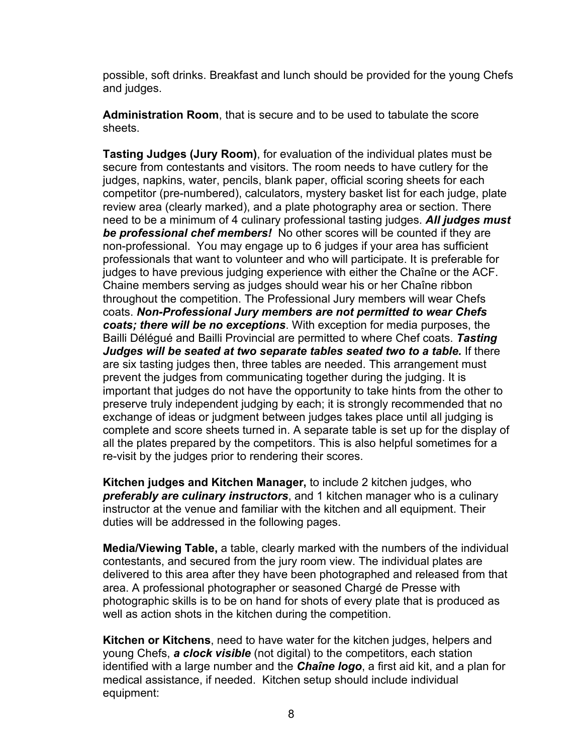possible, soft drinks. Breakfast and lunch should be provided for the young Chefs and judges.

**Administration Room**, that is secure and to be used to tabulate the score sheets.

**Tasting Judges (Jury Room)**, for evaluation of the individual plates must be secure from contestants and visitors. The room needs to have cutlery for the judges, napkins, water, pencils, blank paper, official scoring sheets for each competitor (pre-numbered), calculators, mystery basket list for each judge, plate review area (clearly marked), and a plate photography area or section. There need to be a minimum of 4 culinary professional tasting judges. ***All judges must be professional chef members!*** No other scores will be counted if they are non-professional. You may engage up to 6 judges if your area has sufficient professionals that want to volunteer and who will participate. It is preferable for judges to have previous judging experience with either the Chaîne or the ACF. Chaine members serving as judges should wear his or her Chaîne ribbon throughout the competition. The Professional Jury members will wear Chefs coats. ***Non-Professional Jury members are not permitted to wear Chefs coats; there will be no exceptions***. With exception for media purposes, the Bailli Délégué and Bailli Provincial are permitted to where Chef coats. ***Tasting Judges will be seated at two separate tables seated two to a table.*** If there are six tasting judges then, three tables are needed. This arrangement must prevent the judges from communicating together during the judging. It is important that judges do not have the opportunity to take hints from the other to preserve truly independent judging by each; it is strongly recommended that no exchange of ideas or judgment between judges takes place until all judging is complete and score sheets turned in. A separate table is set up for the display of all the plates prepared by the competitors. This is also helpful sometimes for a re-visit by the judges prior to rendering their scores.

**Kitchen judges and Kitchen Manager,** to include 2 kitchen judges, who ***preferably are culinary instructors***, and 1 kitchen manager who is a culinary instructor at the venue and familiar with the kitchen and all equipment. Their duties will be addressed in the following pages.

**Media/Viewing Table,** a table, clearly marked with the numbers of the individual contestants, and secured from the jury room view. The individual plates are delivered to this area after they have been photographed and released from that area. A professional photographer or seasoned Chargé de Presse with photographic skills is to be on hand for shots of every plate that is produced as well as action shots in the kitchen during the competition.

**Kitchen or Kitchens**, need to have water for the kitchen judges, helpers and young Chefs, ***a clock visible*** (not digital) to the competitors, each station identified with a large number and the ***Chaîne logo***, a first aid kit, and a plan for medical assistance, if needed. Kitchen setup should include individual equipment: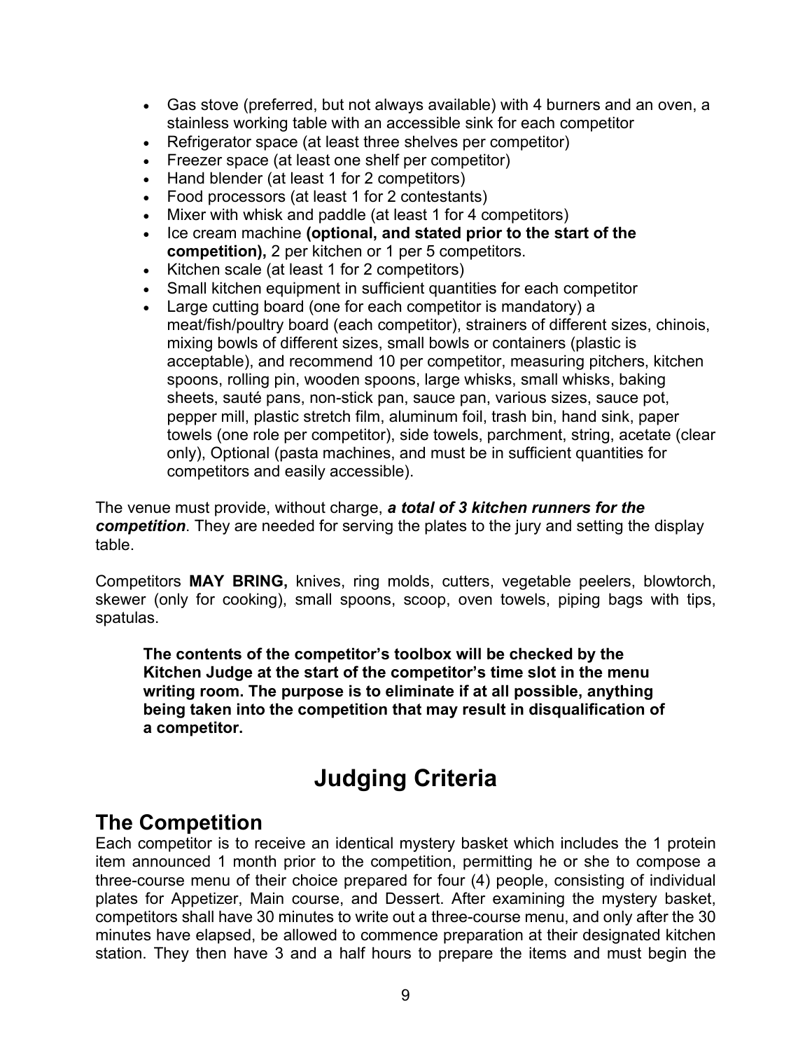- Gas stove (preferred, but not always available) with 4 burners and an oven, a stainless working table with an accessible sink for each competitor
- Refrigerator space (at least three shelves per competitor)
- Freezer space (at least one shelf per competitor)
- Hand blender (at least 1 for 2 competitors)
- Food processors (at least 1 for 2 contestants)
- Mixer with whisk and paddle (at least 1 for 4 competitors)
- Ice cream machine **(optional, and stated prior to the start of the competition),** 2 per kitchen or 1 per 5 competitors.
- Kitchen scale (at least 1 for 2 competitors)
- Small kitchen equipment in sufficient quantities for each competitor
- Large cutting board (one for each competitor is mandatory) a meat/fish/poultry board (each competitor), strainers of different sizes, chinois, mixing bowls of different sizes, small bowls or containers (plastic is acceptable), and recommend 10 per competitor, measuring pitchers, kitchen spoons, rolling pin, wooden spoons, large whisks, small whisks, baking sheets, sauté pans, non-stick pan, sauce pan, various sizes, sauce pot, pepper mill, plastic stretch film, aluminum foil, trash bin, hand sink, paper towels (one role per competitor), side towels, parchment, string, acetate (clear only), Optional (pasta machines, and must be in sufficient quantities for competitors and easily accessible).

The venue must provide, without charge, ***a total of 3 kitchen runners for the competition***. They are needed for serving the plates to the jury and setting the display table.

Competitors **MAY BRING,** knives, ring molds, cutters, vegetable peelers, blowtorch, skewer (only for cooking), small spoons, scoop, oven towels, piping bags with tips, spatulas.

**The contents of the competitor's toolbox will be checked by the Kitchen Judge at the start of the competitor's time slot in the menu writing room. The purpose is to eliminate if at all possible, anything being taken into the competition that may result in disqualification of a competitor.**

# Judging Criteria

## The Competition

Each competitor is to receive an identical mystery basket which includes the 1 protein item announced 1 month prior to the competition, permitting he or she to compose a three-course menu of their choice prepared for four (4) people, consisting of individual plates for Appetizer, Main course, and Dessert. After examining the mystery basket, competitors shall have 30 minutes to write out a three-course menu, and only after the 30 minutes have elapsed, be allowed to commence preparation at their designated kitchen station. They then have 3 and a half hours to prepare the items and must begin the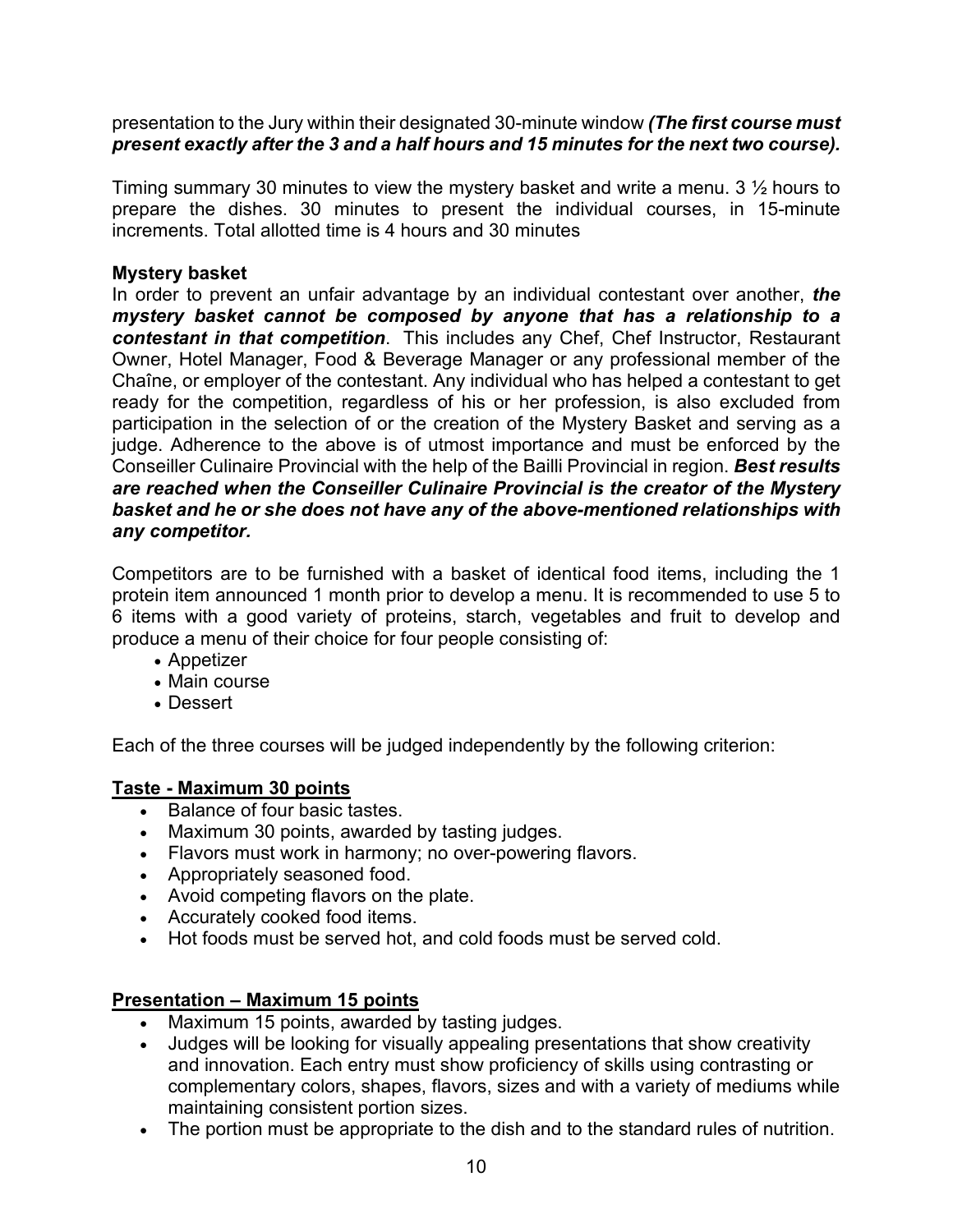presentation to the Jury within their designated 30-minute window ***(The first course must present exactly after the 3 and a half hours and 15 minutes for the next two course).***

Timing summary 30 minutes to view the mystery basket and write a menu. 3 ½ hours to prepare the dishes. 30 minutes to present the individual courses, in 15-minute increments. Total allotted time is 4 hours and 30 minutes

**Mystery basket**

In order to prevent an unfair advantage by an individual contestant over another, ***the mystery basket cannot be composed by anyone that has a relationship to a contestant in that competition***. This includes any Chef, Chef Instructor, Restaurant Owner, Hotel Manager, Food & Beverage Manager or any professional member of the Chaîne, or employer of the contestant. Any individual who has helped a contestant to get ready for the competition, regardless of his or her profession, is also excluded from participation in the selection of or the creation of the Mystery Basket and serving as a judge. Adherence to the above is of utmost importance and must be enforced by the Conseiller Culinaire Provincial with the help of the Bailli Provincial in region. ***Best results are reached when the Conseiller Culinaire Provincial is the creator of the Mystery basket and he or she does not have any of the above-mentioned relationships with any competitor.***

Competitors are to be furnished with a basket of identical food items, including the 1 protein item announced 1 month prior to develop a menu. It is recommended to use 5 to 6 items with a good variety of proteins, starch, vegetables and fruit to develop and produce a menu of their choice for four people consisting of:

- Appetizer
- Main course
- Dessert

Each of the three courses will be judged independently by the following criterion:

**Taste - Maximum 30 points**

- Balance of four basic tastes.
- Maximum 30 points, awarded by tasting judges.
- Flavors must work in harmony; no over-powering flavors.
- Appropriately seasoned food.
- Avoid competing flavors on the plate.
- Accurately cooked food items.
- Hot foods must be served hot, and cold foods must be served cold.

**Presentation – Maximum 15 points**

- Maximum 15 points, awarded by tasting judges.
- Judges will be looking for visually appealing presentations that show creativity and innovation. Each entry must show proficiency of skills using contrasting or complementary colors, shapes, flavors, sizes and with a variety of mediums while maintaining consistent portion sizes.
- The portion must be appropriate to the dish and to the standard rules of nutrition.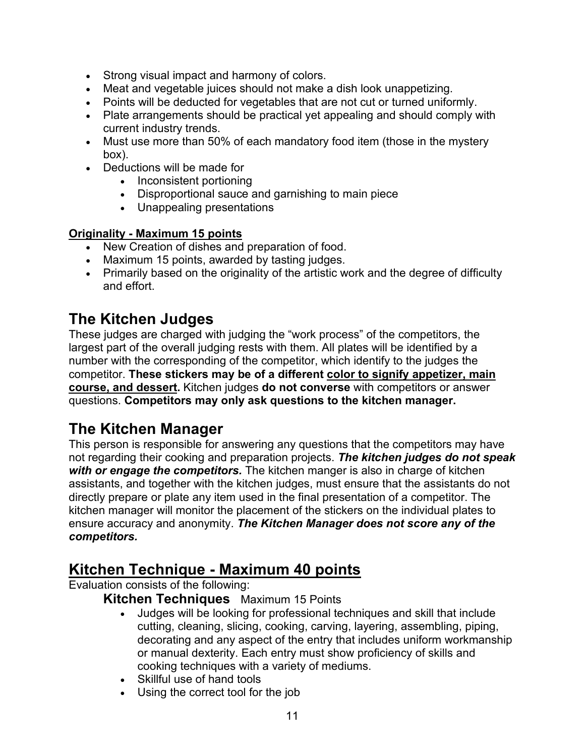- Strong visual impact and harmony of colors.
- Meat and vegetable juices should not make a dish look unappetizing.
- Points will be deducted for vegetables that are not cut or turned uniformly.
- Plate arrangements should be practical yet appealing and should comply with current industry trends.
- Must use more than 50% of each mandatory food item (those in the mystery box).
- Deductions will be made for
  - Inconsistent portioning
  - Disproportional sauce and garnishing to main piece
  - Unappealing presentations

**Originality - Maximum 15 points**

- New Creation of dishes and preparation of food.
- Maximum 15 points, awarded by tasting judges.
- Primarily based on the originality of the artistic work and the degree of difficulty and effort.

## The Kitchen Judges

These judges are charged with judging the "work process" of the competitors, the largest part of the overall judging rests with them. All plates will be identified by a number with the corresponding of the competitor, which identify to the judges the competitor. **These stickers may be of a different color to signify appetizer, main course, and dessert.** Kitchen judges **do not converse** with competitors or answer questions. **Competitors may only ask questions to the kitchen manager.**

## The Kitchen Manager

This person is responsible for answering any questions that the competitors may have not regarding their cooking and preparation projects. ***The kitchen judges do not speak with or engage the competitors.*** The kitchen manger is also in charge of kitchen assistants, and together with the kitchen judges, must ensure that the assistants do not directly prepare or plate any item used in the final presentation of a competitor. The kitchen manager will monitor the placement of the stickers on the individual plates to ensure accuracy and anonymity. ***The Kitchen Manager does not score any of the competitors.***

## Kitchen Technique - Maximum 40 points

Evaluation consists of the following:

### Kitchen Techniques Maximum 15 Points

- Judges will be looking for professional techniques and skill that include cutting, cleaning, slicing, cooking, carving, layering, assembling, piping, decorating and any aspect of the entry that includes uniform workmanship or manual dexterity. Each entry must show proficiency of skills and cooking techniques with a variety of mediums.
- Skillful use of hand tools
- Using the correct tool for the job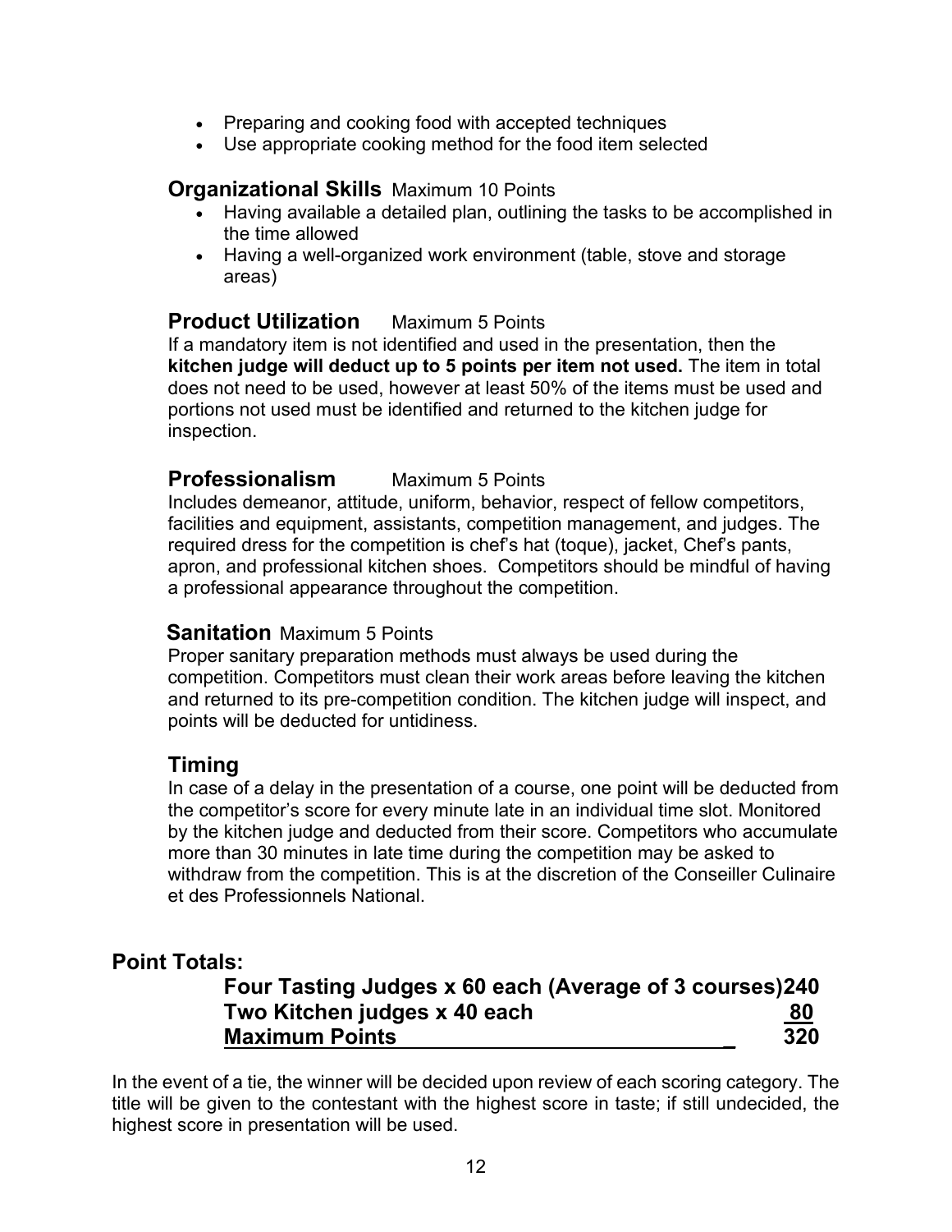- Preparing and cooking food with accepted techniques
- Use appropriate cooking method for the food item selected

### Organizational Skills Maximum 10 Points

- Having available a detailed plan, outlining the tasks to be accomplished in the time allowed
- Having a well-organized work environment (table, stove and storage areas)

### Product Utilization Maximum 5 Points

If a mandatory item is not identified and used in the presentation, then the **kitchen judge will deduct up to 5 points per item not used.** The item in total does not need to be used, however at least 50% of the items must be used and portions not used must be identified and returned to the kitchen judge for inspection.

### Professionalism Maximum 5 Points

Includes demeanor, attitude, uniform, behavior, respect of fellow competitors, facilities and equipment, assistants, competition management, and judges. The required dress for the competition is chef's hat (toque), jacket, Chef's pants, apron, and professional kitchen shoes. Competitors should be mindful of having a professional appearance throughout the competition.

### Sanitation Maximum 5 Points

Proper sanitary preparation methods must always be used during the competition. Competitors must clean their work areas before leaving the kitchen and returned to its pre-competition condition. The kitchen judge will inspect, and points will be deducted for untidiness.

### Timing

In case of a delay in the presentation of a course, one point will be deducted from the competitor's score for every minute late in an individual time slot. Monitored by the kitchen judge and deducted from their score. Competitors who accumulate more than 30 minutes in late time during the competition may be asked to withdraw from the competition. This is at the discretion of the Conseiller Culinaire et des Professionnels National.

## Point Totals:

| | |
|---|---|
| **Four Tasting Judges x 60 each (Average of 3 courses)** | **240** |
| **Two Kitchen judges x 40 each** | **80** |
| **Maximum Points** | **320** |

In the event of a tie, the winner will be decided upon review of each scoring category. The title will be given to the contestant with the highest score in taste; if still undecided, the highest score in presentation will be used.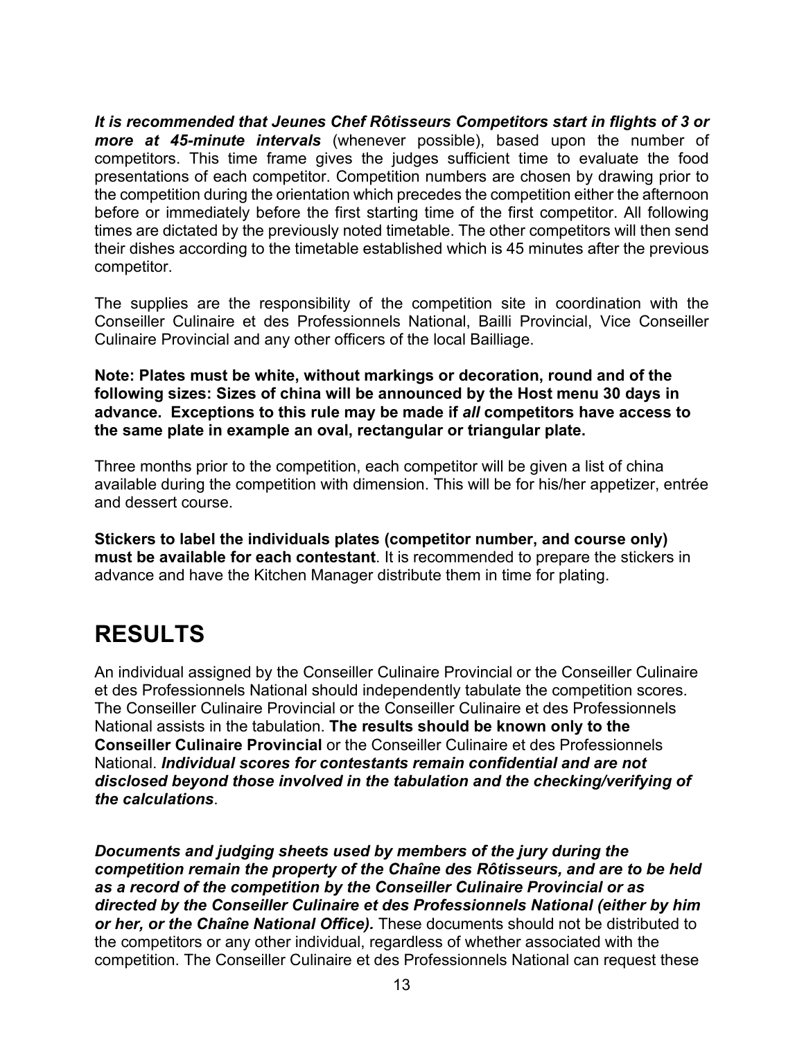***It is recommended that Jeunes Chef Rôtisseurs Competitors start in flights of 3 or more at 45-minute intervals*** (whenever possible), based upon the number of competitors. This time frame gives the judges sufficient time to evaluate the food presentations of each competitor. Competition numbers are chosen by drawing prior to the competition during the orientation which precedes the competition either the afternoon before or immediately before the first starting time of the first competitor. All following times are dictated by the previously noted timetable. The other competitors will then send their dishes according to the timetable established which is 45 minutes after the previous competitor.

The supplies are the responsibility of the competition site in coordination with the Conseiller Culinaire et des Professionnels National, Bailli Provincial, Vice Conseiller Culinaire Provincial and any other officers of the local Bailliage.

**Note: Plates must be white, without markings or decoration, round and of the following sizes: Sizes of china will be announced by the Host menu 30 days in advance. Exceptions to this rule may be made if *all* competitors have access to the same plate in example an oval, rectangular or triangular plate.**

Three months prior to the competition, each competitor will be given a list of china available during the competition with dimension. This will be for his/her appetizer, entrée and dessert course.

**Stickers to label the individuals plates (competitor number, and course only) must be available for each contestant**. It is recommended to prepare the stickers in advance and have the Kitchen Manager distribute them in time for plating.

# RESULTS

An individual assigned by the Conseiller Culinaire Provincial or the Conseiller Culinaire et des Professionnels National should independently tabulate the competition scores. The Conseiller Culinaire Provincial or the Conseiller Culinaire et des Professionnels National assists in the tabulation. **The results should be known only to the Conseiller Culinaire Provincial** or the Conseiller Culinaire et des Professionnels National. ***Individual scores for contestants remain confidential and are not disclosed beyond those involved in the tabulation and the checking/verifying of the calculations***.

***Documents and judging sheets used by members of the jury during the competition remain the property of the Chaîne des Rôtisseurs, and are to be held as a record of the competition by the Conseiller Culinaire Provincial or as directed by the Conseiller Culinaire et des Professionnels National (either by him or her, or the Chaîne National Office).*** These documents should not be distributed to the competitors or any other individual, regardless of whether associated with the competition. The Conseiller Culinaire et des Professionnels National can request these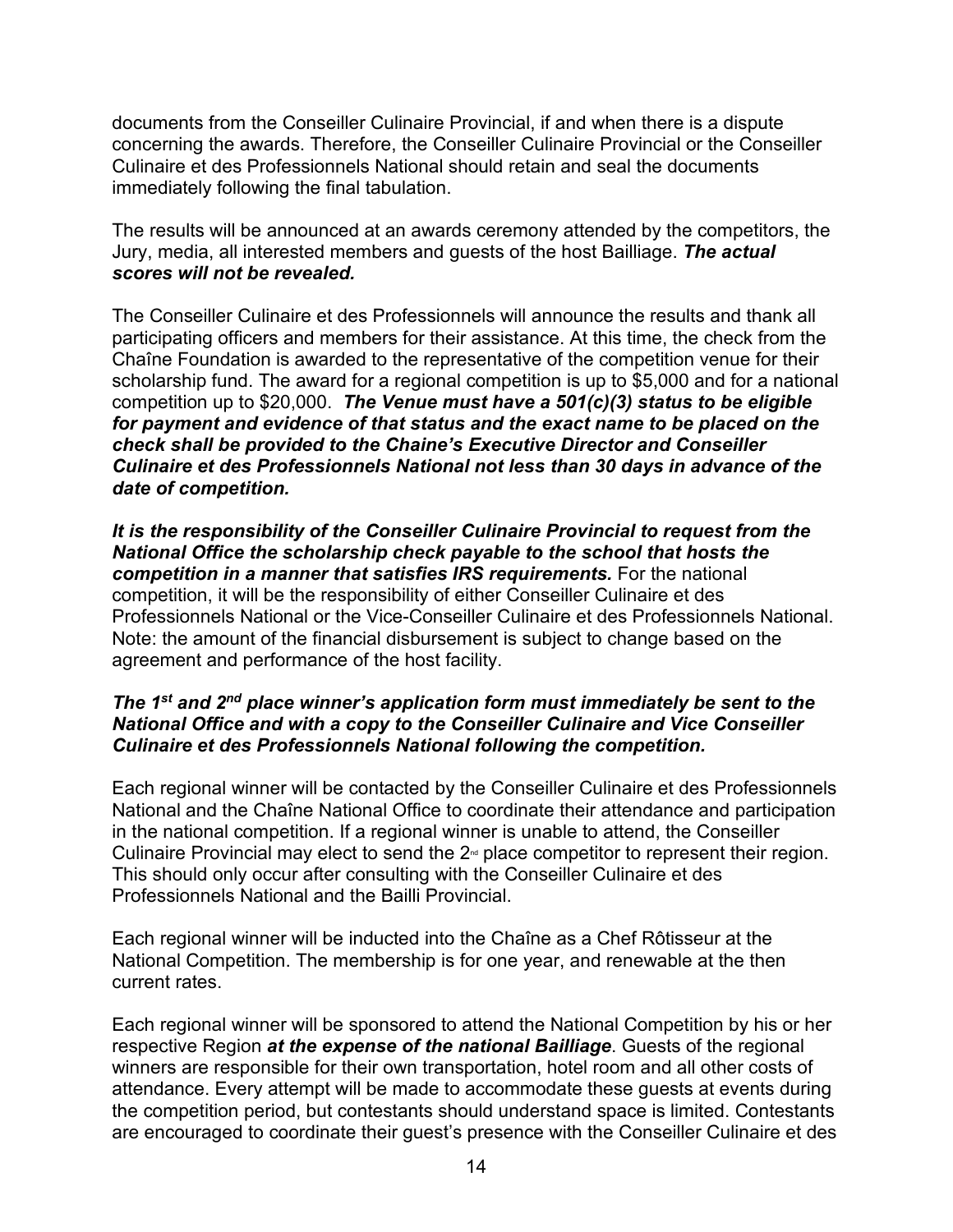documents from the Conseiller Culinaire Provincial, if and when there is a dispute concerning the awards. Therefore, the Conseiller Culinaire Provincial or the Conseiller Culinaire et des Professionnels National should retain and seal the documents immediately following the final tabulation.

The results will be announced at an awards ceremony attended by the competitors, the Jury, media, all interested members and guests of the host Bailliage. ***The actual scores will not be revealed.***

The Conseiller Culinaire et des Professionnels will announce the results and thank all participating officers and members for their assistance. At this time, the check from the Chaîne Foundation is awarded to the representative of the competition venue for their scholarship fund. The award for a regional competition is up to $5,000 and for a national competition up to $20,000. ***The Venue must have a 501(c)(3) status to be eligible for payment and evidence of that status and the exact name to be placed on the check shall be provided to the Chaine's Executive Director and Conseiller Culinaire et des Professionnels National not less than 30 days in advance of the date of competition.***

***It is the responsibility of the Conseiller Culinaire Provincial to request from the National Office the scholarship check payable to the school that hosts the competition in a manner that satisfies IRS requirements.*** For the national competition, it will be the responsibility of either Conseiller Culinaire et des Professionnels National or the Vice-Conseiller Culinaire et des Professionnels National. Note: the amount of the financial disbursement is subject to change based on the agreement and performance of the host facility.

***The 1st and 2nd place winner's application form must immediately be sent to the National Office and with a copy to the Conseiller Culinaire and Vice Conseiller Culinaire et des Professionnels National following the competition.***

Each regional winner will be contacted by the Conseiller Culinaire et des Professionnels National and the Chaîne National Office to coordinate their attendance and participation in the national competition. If a regional winner is unable to attend, the Conseiller Culinaire Provincial may elect to send the 2nd place competitor to represent their region. This should only occur after consulting with the Conseiller Culinaire et des Professionnels National and the Bailli Provincial.

Each regional winner will be inducted into the Chaîne as a Chef Rôtisseur at the National Competition. The membership is for one year, and renewable at the then current rates.

Each regional winner will be sponsored to attend the National Competition by his or her respective Region ***at the expense of the national Bailliage***. Guests of the regional winners are responsible for their own transportation, hotel room and all other costs of attendance. Every attempt will be made to accommodate these guests at events during the competition period, but contestants should understand space is limited. Contestants are encouraged to coordinate their guest's presence with the Conseiller Culinaire et des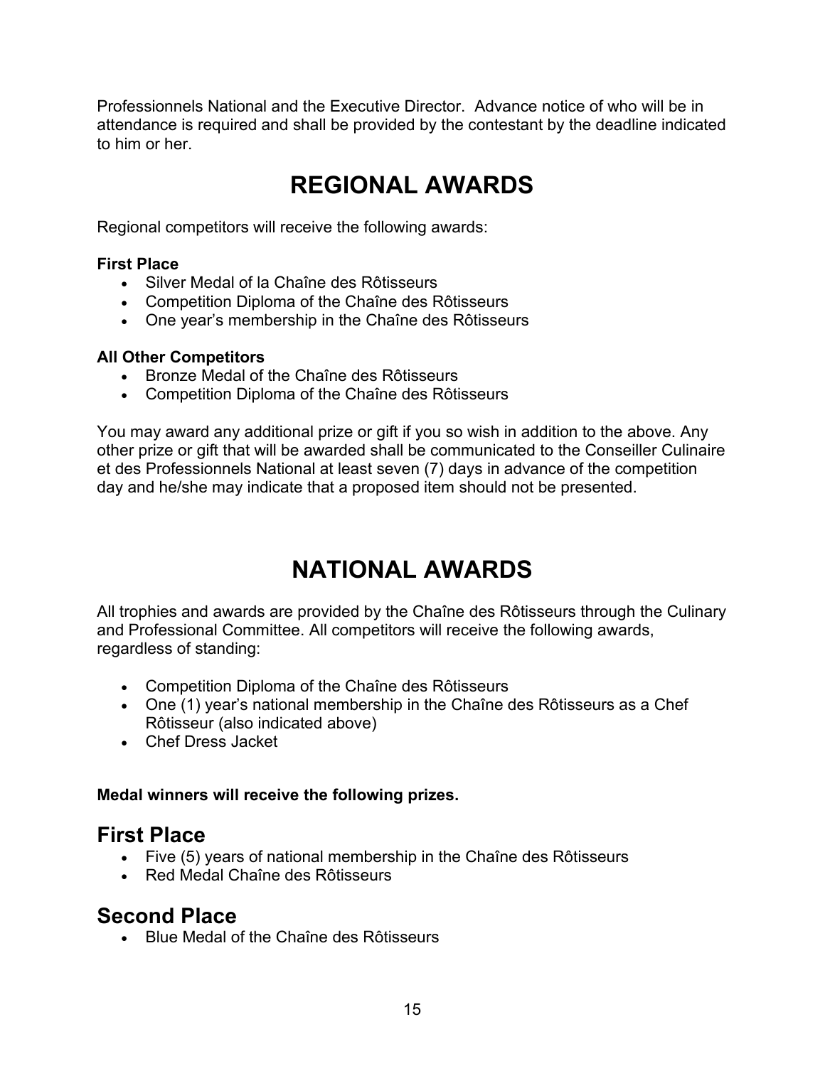Professionnels National and the Executive Director. Advance notice of who will be in attendance is required and shall be provided by the contestant by the deadline indicated to him or her.

# REGIONAL AWARDS

Regional competitors will receive the following awards:

**First Place**

- Silver Medal of la Chaîne des Rôtisseurs
- Competition Diploma of the Chaîne des Rôtisseurs
- One year's membership in the Chaîne des Rôtisseurs

**All Other Competitors**

- Bronze Medal of the Chaîne des Rôtisseurs
- Competition Diploma of the Chaîne des Rôtisseurs

You may award any additional prize or gift if you so wish in addition to the above. Any other prize or gift that will be awarded shall be communicated to the Conseiller Culinaire et des Professionnels National at least seven (7) days in advance of the competition day and he/she may indicate that a proposed item should not be presented.

# NATIONAL AWARDS

All trophies and awards are provided by the Chaîne des Rôtisseurs through the Culinary and Professional Committee. All competitors will receive the following awards, regardless of standing:

- Competition Diploma of the Chaîne des Rôtisseurs
- One (1) year's national membership in the Chaîne des Rôtisseurs as a Chef Rôtisseur (also indicated above)
- Chef Dress Jacket

**Medal winners will receive the following prizes.**

## First Place

- Five (5) years of national membership in the Chaîne des Rôtisseurs
- Red Medal Chaîne des Rôtisseurs

## Second Place

- Blue Medal of the Chaîne des Rôtisseurs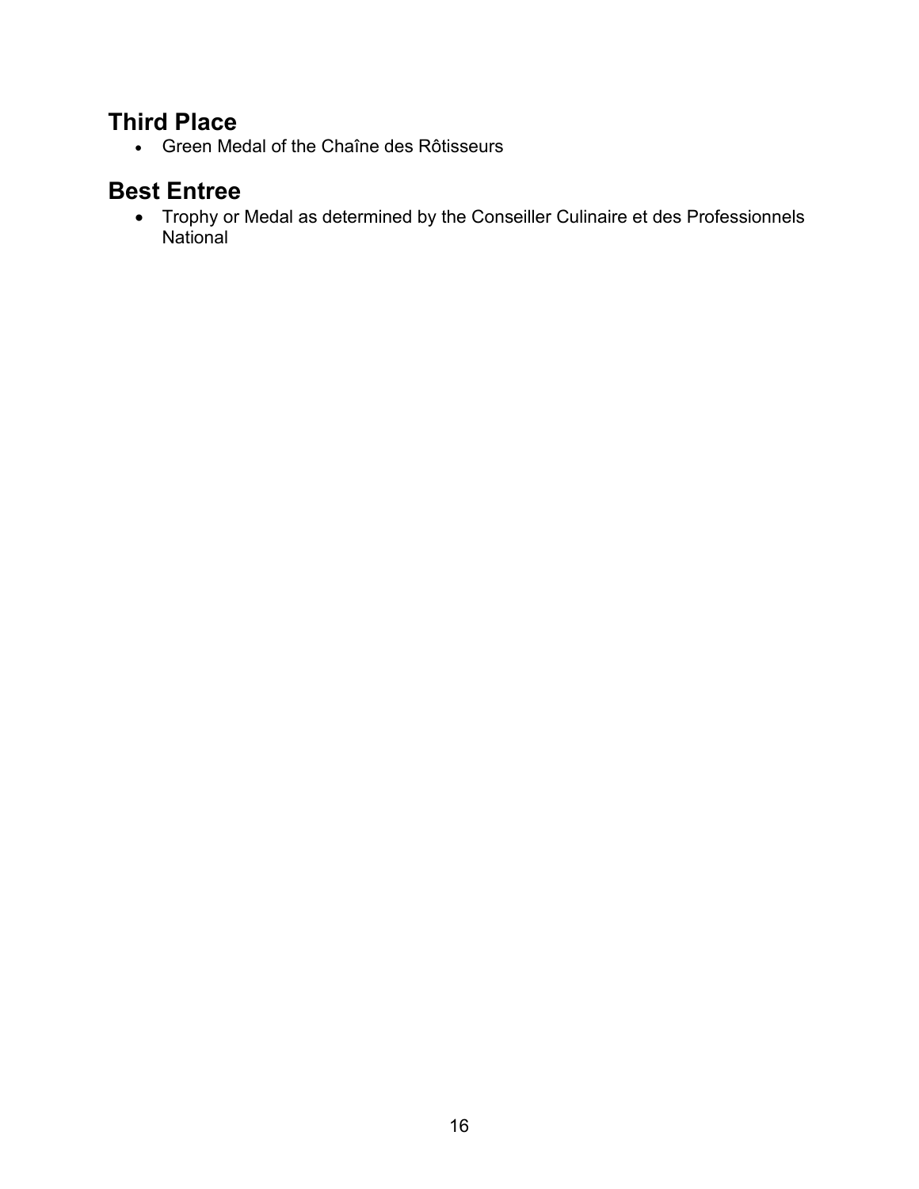## Third Place

- Green Medal of the Chaîne des Rôtisseurs

## Best Entree

- Trophy or Medal as determined by the Conseiller Culinaire et des Professionnels National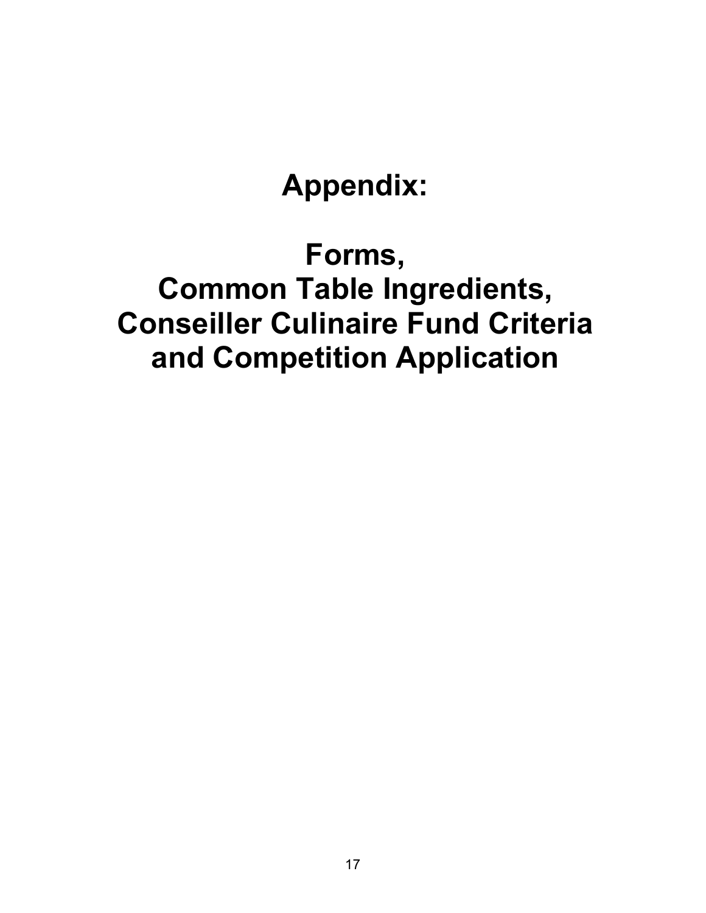# Appendix:

# Forms,
# Common Table Ingredients,
# Conseiller Culinaire Fund Criteria
# and Competition Application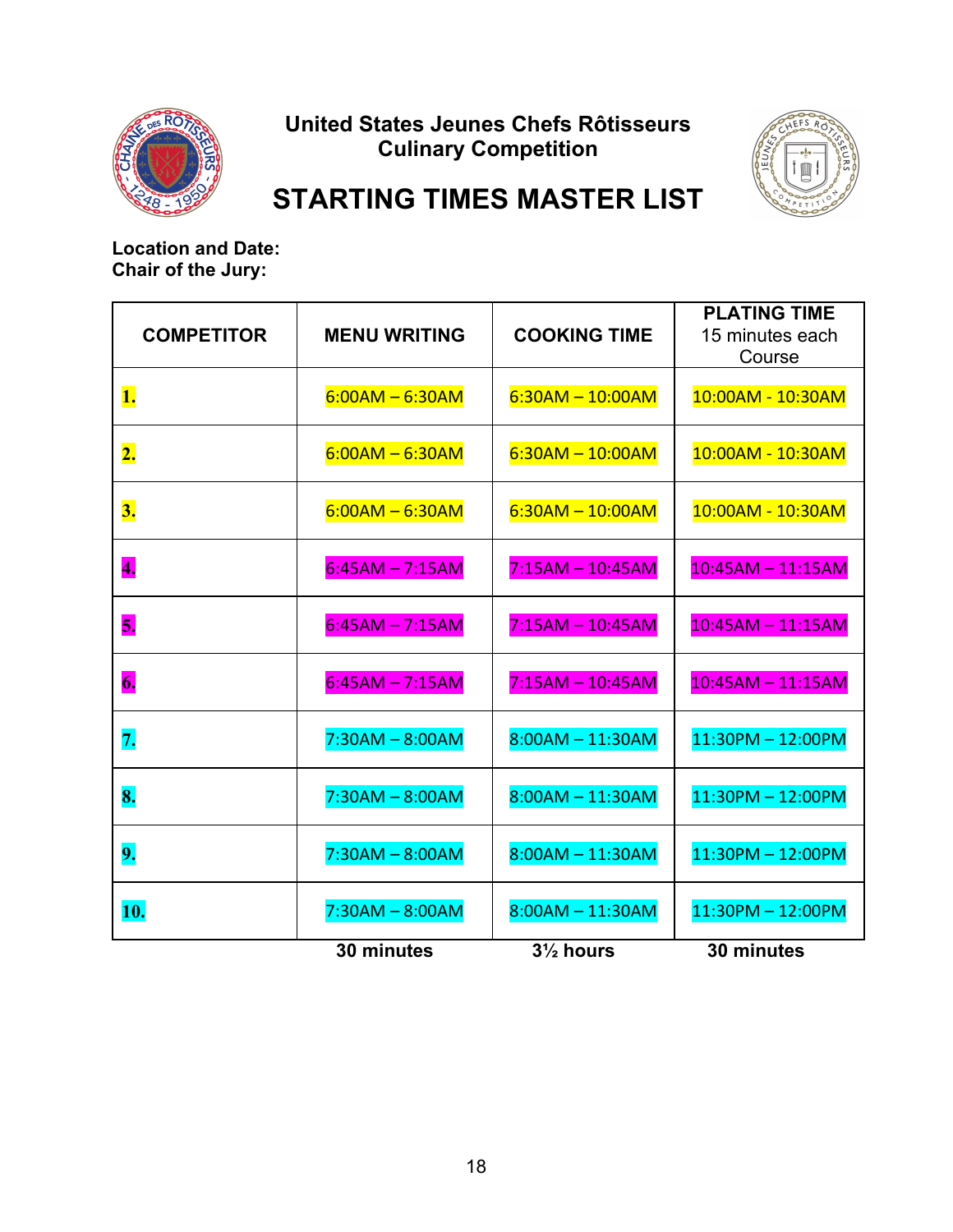**United States Jeunes Chefs Rôtisseurs Culinary Competition**

# STARTING TIMES MASTER LIST

**Location and Date:**
**Chair of the Jury:**

| COMPETITOR | MENU WRITING | COOKING TIME | PLATING TIME 15 minutes each Course |
|---|---|---|---|
| 1. | 6:00AM – 6:30AM | 6:30AM – 10:00AM | 10:00AM - 10:30AM |
| 2. | 6:00AM – 6:30AM | 6:30AM – 10:00AM | 10:00AM - 10:30AM |
| 3. | 6:00AM – 6:30AM | 6:30AM – 10:00AM | 10:00AM - 10:30AM |
| 4. | 6:45AM – 7:15AM | 7:15AM – 10:45AM | 10:45AM – 11:15AM |
| 5. | 6:45AM – 7:15AM | 7:15AM – 10:45AM | 10:45AM – 11:15AM |
| 6. | 6:45AM – 7:15AM | 7:15AM – 10:45AM | 10:45AM – 11:15AM |
| 7. | 7:30AM – 8:00AM | 8:00AM – 11:30AM | 11:30PM – 12:00PM |
| 8. | 7:30AM – 8:00AM | 8:00AM – 11:30AM | 11:30PM – 12:00PM |
| 9. | 7:30AM – 8:00AM | 8:00AM – 11:30AM | 11:30PM – 12:00PM |
| 10. | 7:30AM – 8:00AM | 8:00AM – 11:30AM | 11:30PM – 12:00PM |
| | **30 minutes** | **3½ hours** | **30 minutes** |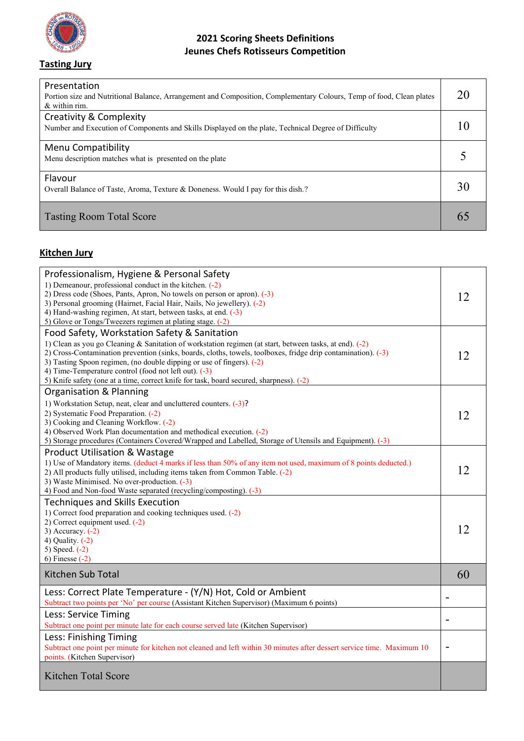# 2021 Scoring Sheets Definitions
# Jeunes Chefs Rotisseurs Competition

## Tasting Jury

| Category | Points |
|---|---|
| **Presentation**<br>Portion size and Nutritional Balance, Arrangement and Composition, Complementary Colours, Temp of food, Clean plates & within rim. | 20 |
| **Creativity & Complexity**<br>Number and Execution of Components and Skills Displayed on the plate, Technical Degree of Difficulty | 10 |
| **Menu Compatibility**<br>Menu description matches what is presented on the plate | 5 |
| **Flavour**<br>Overall Balance of Taste, Aroma, Texture & Doneness. Would I pay for this dish.? | 30 |
| **Tasting Room Total Score** | 65 |

## Kitchen Jury

| Category | Points |
|---|---|
| **Professionalism, Hygiene & Personal Safety**<br>1) Demeanour, professional conduct in the kitchen. (-2)<br>2) Dress code (Shoes, Pants, Apron, No towels on person or apron). (-3)<br>3) Personal grooming (Hairnet, Facial Hair, Nails, No jewellery). (-2)<br>4) Hand-washing regimen, At start, between tasks, at end. (-3)<br>5) Glove or Tongs/Tweezers regimen at plating stage. (-2) | 12 |
| **Food Safety, Workstation Safety & Sanitation**<br>1) Clean as you go Cleaning & Sanitation of workstation regimen (at start, between tasks, at end). (-2)<br>2) Cross-Contamination prevention (sinks, boards, cloths, towels, toolboxes, fridge drip contamination). (-3)<br>3) Tasting Spoon regimen, (no double dipping or use of fingers). (-2)<br>4) Time-Temperature control (food not left out). (-3)<br>5) Knife safety (one at a time, correct knife for task, board secured, sharpness). (-2) | 12 |
| **Organisation & Planning**<br>1) Workstation Setup, neat, clear and uncluttered counters. (-3)?<br>2) Systematic Food Preparation. (-2)<br>3) Cooking and Cleaning Workflow. (-2)<br>4) Observed Work Plan documentation and methodical execution. (-2)<br>5) Storage procedures (Containers Covered/Wrapped and Labelled, Storage of Utensils and Equipment). (-3) | 12 |
| **Product Utilisation & Wastage**<br>1) Use of Mandatory items. (deduct 4 marks if less than 50% of any item not used, maximum of 8 points deducted.)<br>2) All products fully utilised, including items taken from Common Table. (-2)<br>3) Waste Minimised. No over-production. (-3)<br>4) Food and Non-food Waste separated (recycling/composting). (-3) | 12 |
| **Techniques and Skills Execution**<br>1) Correct food preparation and cooking techniques used. (-2)<br>2) Correct equipment used. (-2)<br>3) Accuracy. (-2)<br>4) Quality. (-2)<br>5) Speed. (-2)<br>6) Finesse (-2) | 12 |
| **Kitchen Sub Total** | 60 |
| **Less: Correct Plate Temperature - (Y/N) Hot, Cold or Ambient**<br>Subtract two points per 'No' per course (Assistant Kitchen Supervisor) (Maximum 6 points) | - |
| **Less: Service Timing**<br>Subtract one point per minute late for each course served late (Kitchen Supervisor) | - |
| **Less: Finishing Timing**<br>Subtract one point per minute for kitchen not cleaned and left within 30 minutes after dessert service time. Maximum 10 points. (Kitchen Supervisor) | - |
| **Kitchen Total Score** | |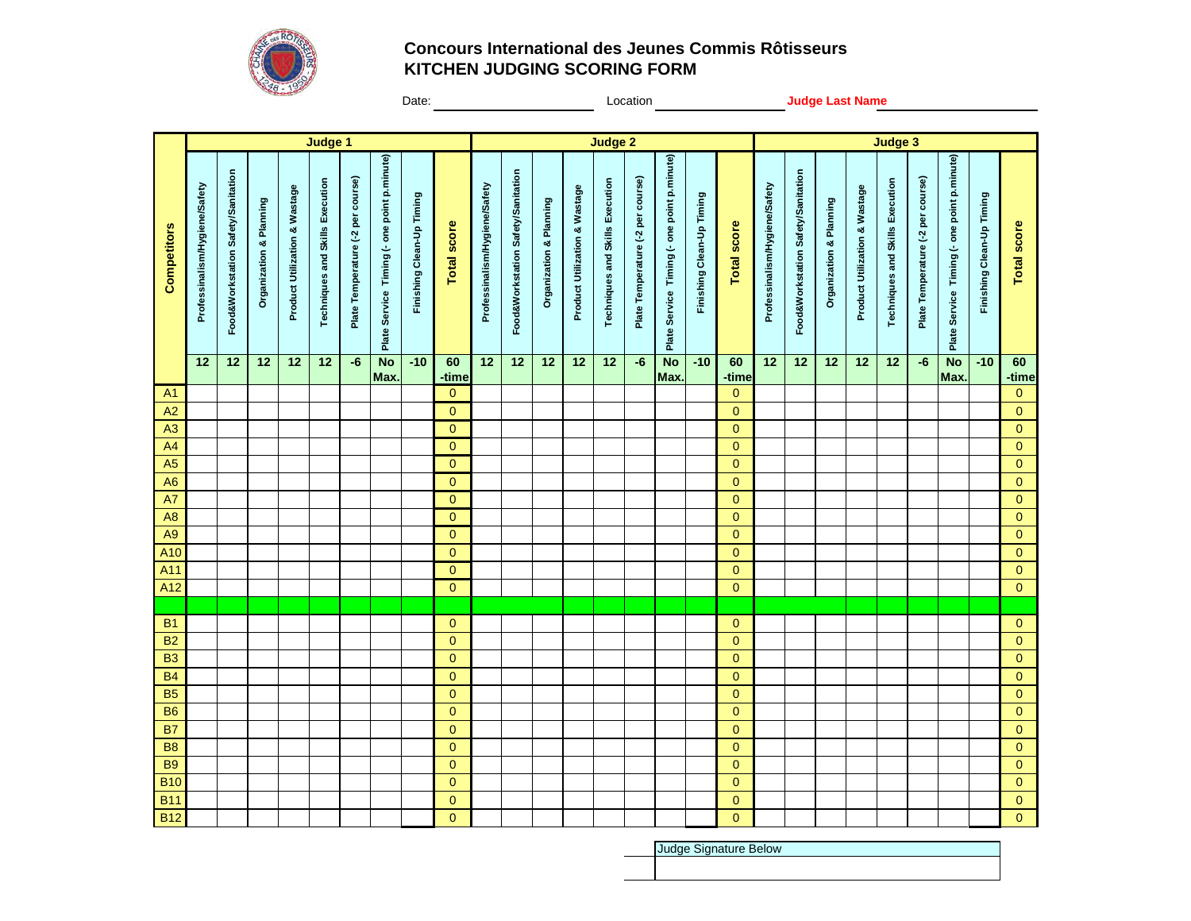## Concours International des Jeunes Commis Rôtisseurs
## KITCHEN JUDGING SCORING FORM

Date: ______________________ Location ____________________ **Judge Last Name** ____________________

| Competitors | Judge 1 | | | | | | | | | Judge 2 | | | | | | | | | Judge 3 | | | | | | | | |
|---|---|---|---|---|---|---|---|---|---|---|---|---|---|---|---|---|---|---|---|---|---|---|---|---|---|---|---|
| | Professionalism/Hygiene/Safety | Food&Workstation Safety/Sanitation | Organization & Planning | Product Utilization & Wastage | Techniques and Skills Execution | Plate Temperature (-2 per course) | Plate Service Timing (- one point p.minute) | Finishing Clean-Up Timing | Total score | Professionalism/Hygiene/Safety | Food&Workstation Safety/Sanitation | Organization & Planning | Product Utilization & Wastage | Techniques and Skills Execution | Plate Temperature (-2 per course) | Plate Service Timing (- one point p.minute) | Finishing Clean-Up Timing | Total score | Professionalism/Hygiene/Safety | Food&Workstation Safety/Sanitation | Organization & Planning | Product Utilization & Wastage | Techniques and Skills Execution | Plate Temperature (-2 per course) | Plate Service Timing (- one point p.minute) | Finishing Clean-Up Timing | Total score |
| | 12 | 12 | 12 | 12 | 12 | -6 | No Max. | -10 | 60 -time | 12 | 12 | 12 | 12 | 12 | -6 | No Max. | -10 | 60 -time | 12 | 12 | 12 | 12 | 12 | -6 | No Max. | -10 | 60 -time |
| A1 | | | | | | | | | 0 | | | | | | | | | 0 | | | | | | | | | 0 |
| A2 | | | | | | | | | 0 | | | | | | | | | 0 | | | | | | | | | 0 |
| A3 | | | | | | | | | 0 | | | | | | | | | 0 | | | | | | | | | 0 |
| A4 | | | | | | | | | 0 | | | | | | | | | 0 | | | | | | | | | 0 |
| A5 | | | | | | | | | 0 | | | | | | | | | 0 | | | | | | | | | 0 |
| A6 | | | | | | | | | 0 | | | | | | | | | 0 | | | | | | | | | 0 |
| A7 | | | | | | | | | 0 | | | | | | | | | 0 | | | | | | | | | 0 |
| A8 | | | | | | | | | 0 | | | | | | | | | 0 | | | | | | | | | 0 |
| A9 | | | | | | | | | 0 | | | | | | | | | 0 | | | | | | | | | 0 |
| A10 | | | | | | | | | 0 | | | | | | | | | 0 | | | | | | | | | 0 |
| A11 | | | | | | | | | 0 | | | | | | | | | 0 | | | | | | | | | 0 |
| A12 | | | | | | | | | 0 | | | | | | | | | 0 | | | | | | | | | 0 |
| | | | | | | | | | | | | | | | | | | | | | | | | | | | |
| B1 | | | | | | | | | 0 | | | | | | | | | 0 | | | | | | | | | 0 |
| B2 | | | | | | | | | 0 | | | | | | | | | 0 | | | | | | | | | 0 |
| B3 | | | | | | | | | 0 | | | | | | | | | 0 | | | | | | | | | 0 |
| B4 | | | | | | | | | 0 | | | | | | | | | 0 | | | | | | | | | 0 |
| B5 | | | | | | | | | 0 | | | | | | | | | 0 | | | | | | | | | 0 |
| B6 | | | | | | | | | 0 | | | | | | | | | 0 | | | | | | | | | 0 |
| B7 | | | | | | | | | 0 | | | | | | | | | 0 | | | | | | | | | 0 |
| B8 | | | | | | | | | 0 | | | | | | | | | 0 | | | | | | | | | 0 |
| B9 | | | | | | | | | 0 | | | | | | | | | 0 | | | | | | | | | 0 |
| B10 | | | | | | | | | 0 | | | | | | | | | 0 | | | | | | | | | 0 |
| B11 | | | | | | | | | 0 | | | | | | | | | 0 | | | | | | | | | 0 |
| B12 | | | | | | | | | 0 | | | | | | | | | 0 | | | | | | | | | 0 |

| Judge Signature Below |
|---|
| |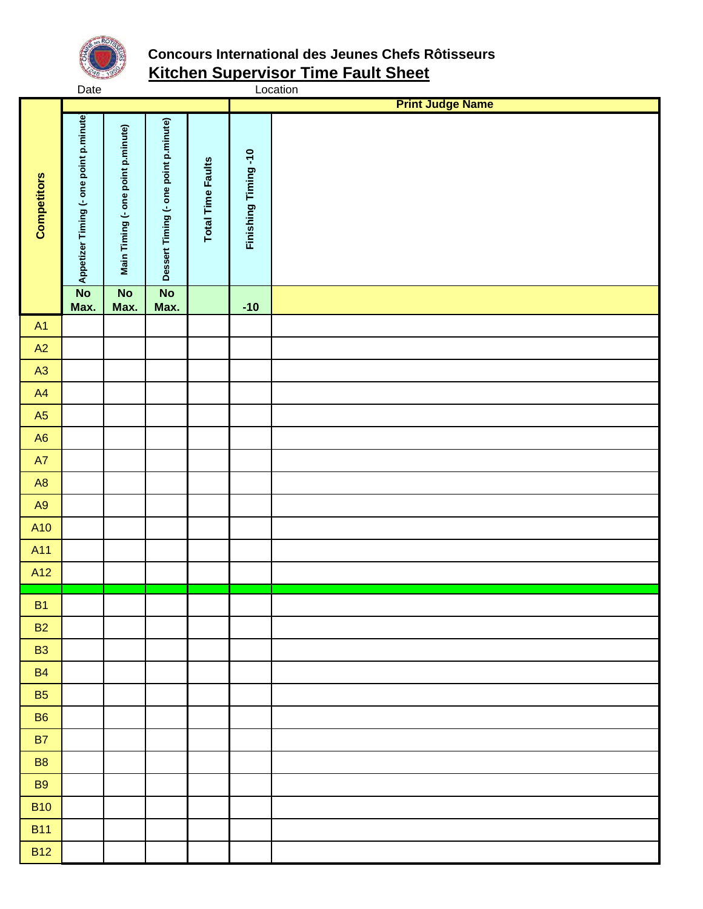**Concours International des Jeunes Chefs Rôtisseurs**

## Kitchen Supervisor Time Fault Sheet

Date Location

| Competitors | Appetizer Timing (- one point p.minute) | Main Timing (- one point p.minute) | Dessert Timing (- one point p.minute) | Total Time Faults | Finishing Timing -10 | Print Judge Name |
|---|---|---|---|---|---|---|
| | No Max. | No Max. | No Max. | | -10 | |
| A1 | | | | | | |
| A2 | | | | | | |
| A3 | | | | | | |
| A4 | | | | | | |
| A5 | | | | | | |
| A6 | | | | | | |
| A7 | | | | | | |
| A8 | | | | | | |
| A9 | | | | | | |
| A10 | | | | | | |
| A11 | | | | | | |
| A12 | | | | | | |
| | | | | | | |
| B1 | | | | | | |
| B2 | | | | | | |
| B3 | | | | | | |
| B4 | | | | | | |
| B5 | | | | | | |
| B6 | | | | | | |
| B7 | | | | | | |
| B8 | | | | | | |
| B9 | | | | | | |
| B10 | | | | | | |
| B11 | | | | | | |
| B12 | | | | | | |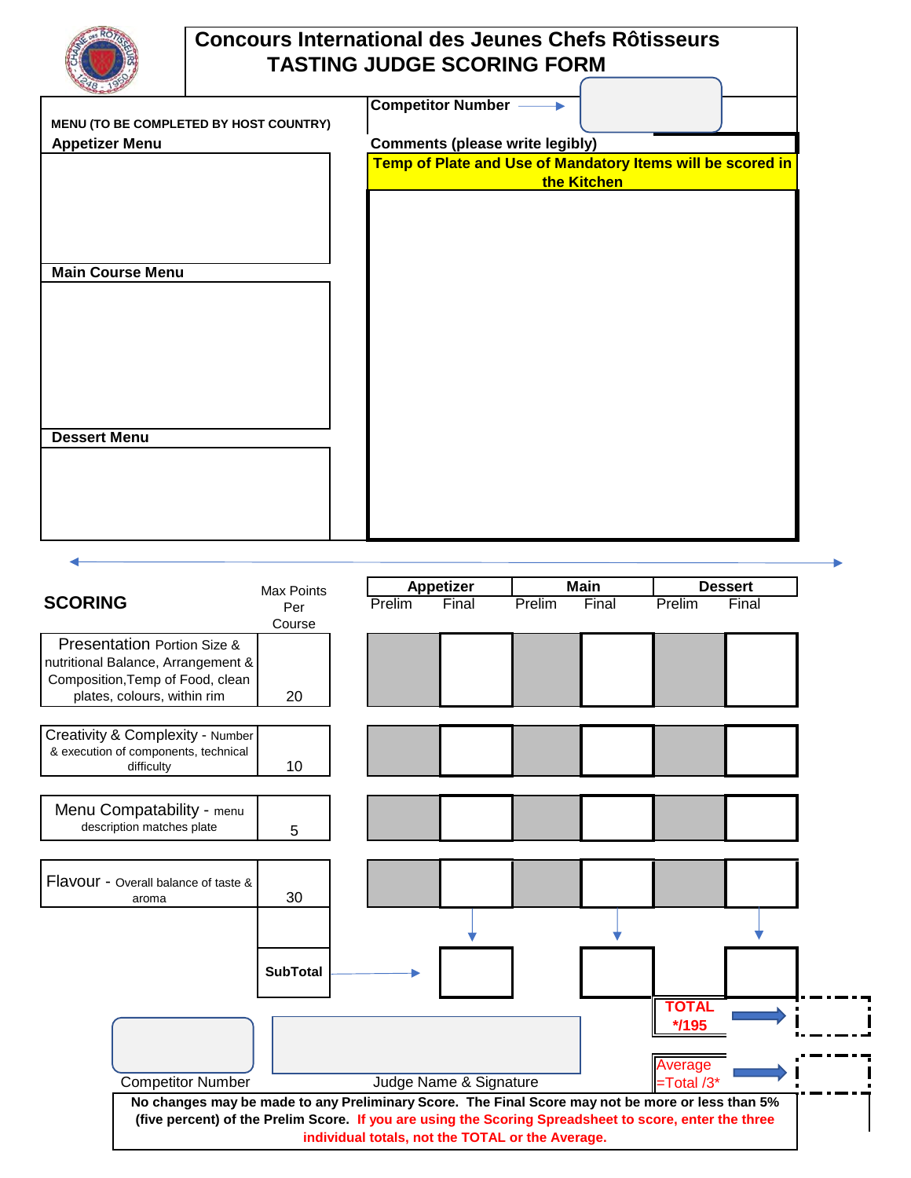# Concours International des Jeunes Chefs Rôtisseurs
# TASTING JUDGE SCORING FORM

**Competitor Number** →

**MENU (TO BE COMPLETED BY HOST COUNTRY)**

**Appetizer Menu**

**Main Course Menu**

**Dessert Menu**

**Comments (please write legibly)**

**Temp of Plate and Use of Mandatory Items will be scored in the Kitchen**

## SCORING

| | Max Points Per Course | Appetizer Prelim | Appetizer Final | Main Prelim | Main Final | Dessert Prelim | Dessert Final |
|---|---|---|---|---|---|---|---|
| Presentation Portion Size & nutritional Balance, Arrangement & Composition, Temp of Food, clean plates, colours, within rim | 20 | | | | | | |
| Creativity & Complexity - Number & execution of components, technical difficulty | 10 | | | | | | |
| Menu Compatability - menu description matches plate | 5 | | | | | | |
| Flavour - Overall balance of taste & aroma | 30 | | | | | | |
| | **SubTotal** → | | | | | | |

**TOTAL */195** →

Average =Total /3* →

Competitor Number

Judge Name & Signature

**No changes may be made to any Preliminary Score. The Final Score may not be more or less than 5% (five percent) of the Prelim Score. If you are using the Scoring Spreadsheet to score, enter the three individual totals, not the TOTAL or the Average.**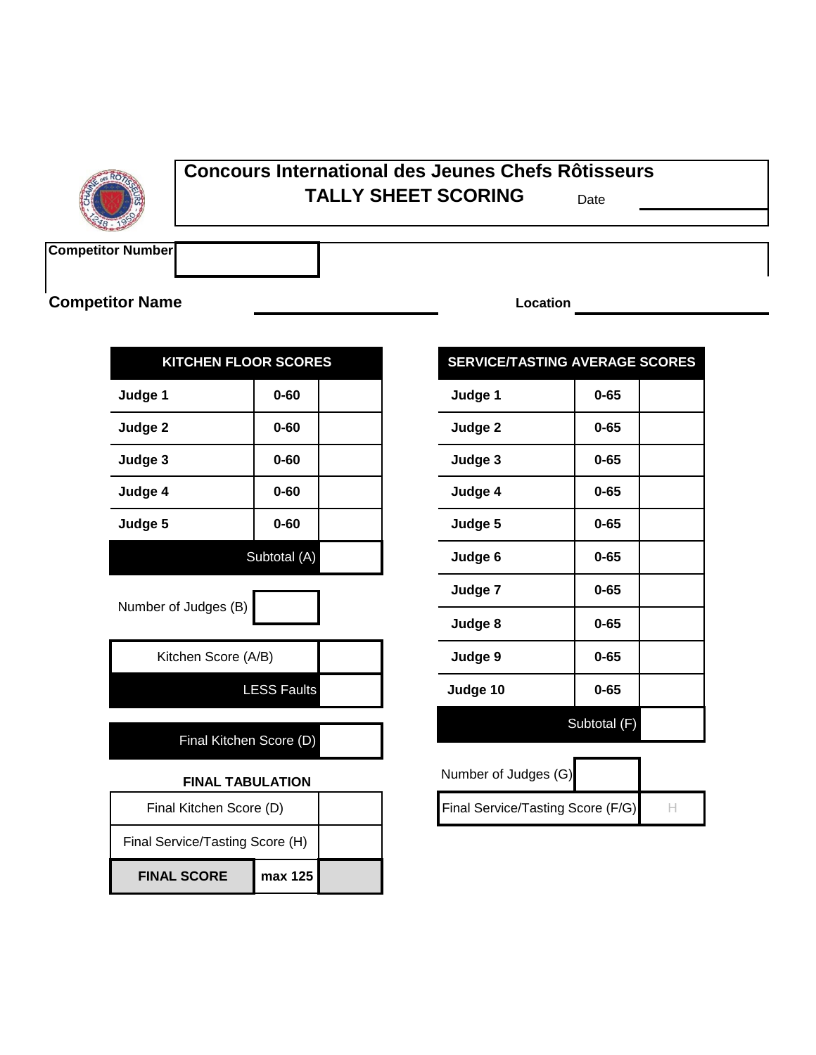# Concours International des Jeunes Chefs Rôtisseurs

## TALLY SHEET SCORING

Date ____________

**Competitor Number** | |

**Competitor Name** ____________ **Location** ____________

| KITCHEN FLOOR SCORES | | |
|---|---|---|
| **Judge 1** | **0-60** | |
| **Judge 2** | **0-60** | |
| **Judge 3** | **0-60** | |
| **Judge 4** | **0-60** | |
| **Judge 5** | **0-60** | |
| | Subtotal (A) | |

| Number of Judges (B) | |
|---|---|

| Kitchen Score (A/B) | |
|---|---|
| LESS Faults | |

| Final Kitchen Score (D) | |
|---|---|

| SERVICE/TASTING AVERAGE SCORES | | |
|---|---|---|
| **Judge 1** | **0-65** | |
| **Judge 2** | **0-65** | |
| **Judge 3** | **0-65** | |
| **Judge 4** | **0-65** | |
| **Judge 5** | **0-65** | |
| **Judge 6** | **0-65** | |
| **Judge 7** | **0-65** | |
| **Judge 8** | **0-65** | |
| **Judge 9** | **0-65** | |
| **Judge 10** | **0-65** | |
| | Subtotal (F) | |

| Number of Judges (G) | |
|---|---|
| Final Service/Tasting Score (F/G) | H |

**FINAL TABULATION**

| Final Kitchen Score (D) | | |
|---|---|---|
| Final Service/Tasting Score (H) | | |
| **FINAL SCORE** | **max 125** | |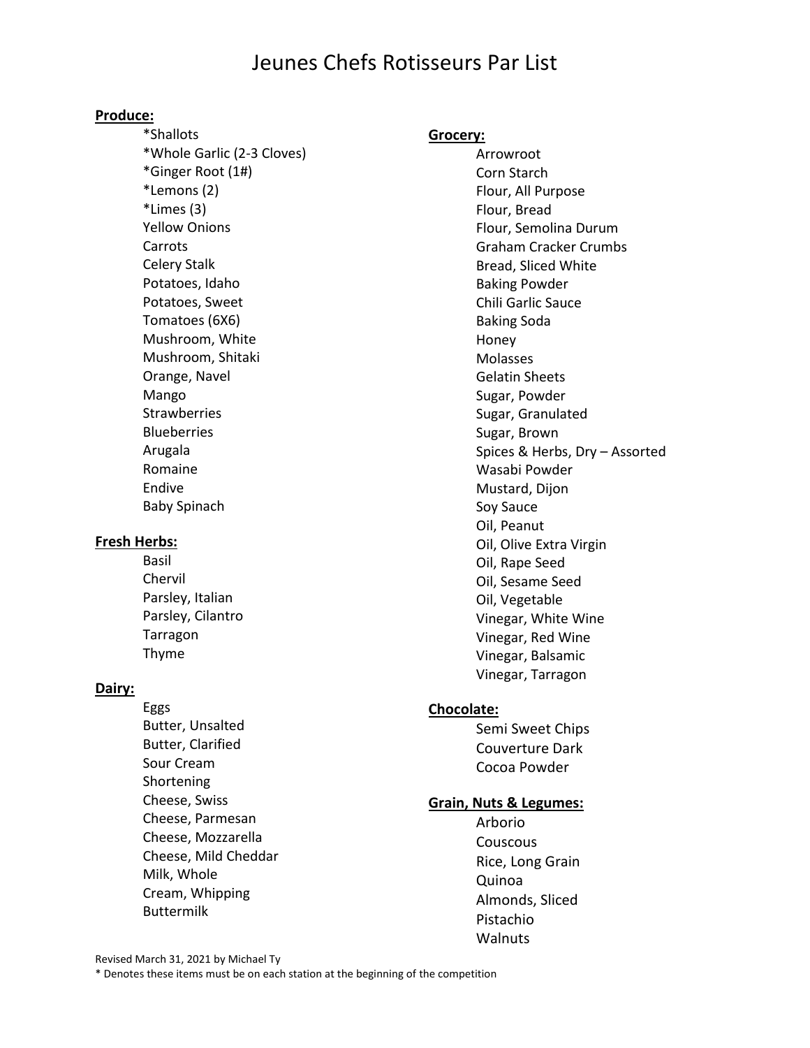# Jeunes Chefs Rotisseurs Par List

**Produce:**

- *Shallots
- *Whole Garlic (2-3 Cloves)
- *Ginger Root (1#)
- *Lemons (2)
- *Limes (3)
- Yellow Onions
- Carrots
- Celery Stalk
- Potatoes, Idaho
- Potatoes, Sweet
- Tomatoes (6X6)
- Mushroom, White
- Mushroom, Shitaki
- Orange, Navel
- Mango
- Strawberries
- Blueberries
- Arugala
- Romaine
- Endive
- Baby Spinach

**Fresh Herbs:**

- Basil
- Chervil
- Parsley, Italian
- Parsley, Cilantro
- Tarragon
- Thyme

**Dairy:**

- Eggs
- Butter, Unsalted
- Butter, Clarified
- Sour Cream
- Shortening
- Cheese, Swiss
- Cheese, Parmesan
- Cheese, Mozzarella
- Cheese, Mild Cheddar
- Milk, Whole
- Cream, Whipping
- Buttermilk

**Grocery:**

- Arrowroot
- Corn Starch
- Flour, All Purpose
- Flour, Bread
- Flour, Semolina Durum
- Graham Cracker Crumbs
- Bread, Sliced White
- Baking Powder
- Chili Garlic Sauce
- Baking Soda
- Honey
- Molasses
- Gelatin Sheets
- Sugar, Powder
- Sugar, Granulated
- Sugar, Brown
- Spices & Herbs, Dry – Assorted
- Wasabi Powder
- Mustard, Dijon
- Soy Sauce
- Oil, Peanut
- Oil, Olive Extra Virgin
- Oil, Rape Seed
- Oil, Sesame Seed
- Oil, Vegetable
- Vinegar, White Wine
- Vinegar, Red Wine
- Vinegar, Balsamic
- Vinegar, Tarragon

**Chocolate:**

- Semi Sweet Chips
- Couverture Dark
- Cocoa Powder

**Grain, Nuts & Legumes:**

- Arborio
- Couscous
- Rice, Long Grain
- Quinoa
- Almonds, Sliced
- Pistachio
- Walnuts

Revised March 31, 2021 by Michael Ty

* Denotes these items must be on each station at the beginning of the competition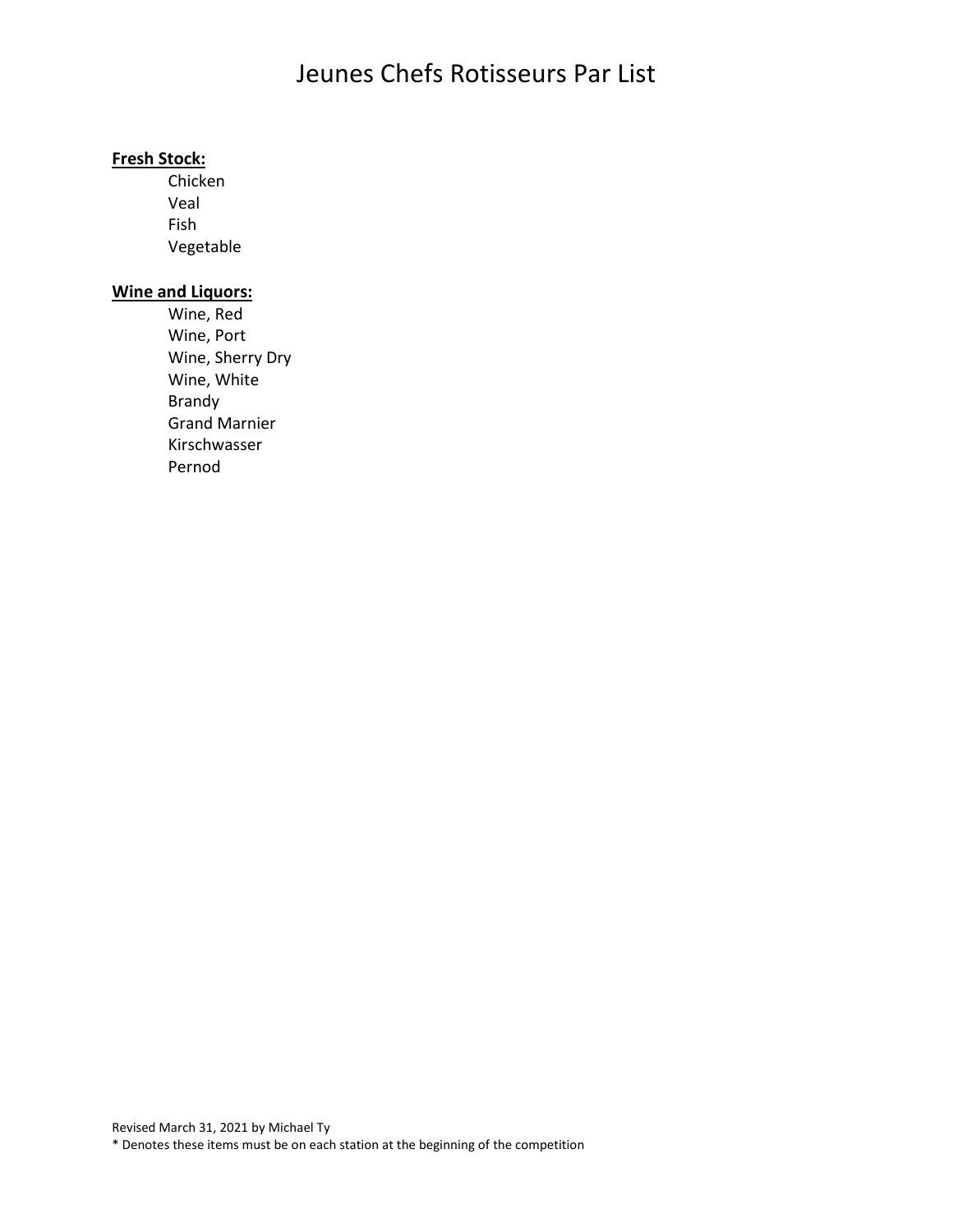# Jeunes Chefs Rotisseurs Par List

**Fresh Stock:**

- Chicken
- Veal
- Fish
- Vegetable

**Wine and Liquors:**

- Wine, Red
- Wine, Port
- Wine, Sherry Dry
- Wine, White
- Brandy
- Grand Marnier
- Kirschwasser
- Pernod

Revised March 31, 2021 by Michael Ty

* Denotes these items must be on each station at the beginning of the competition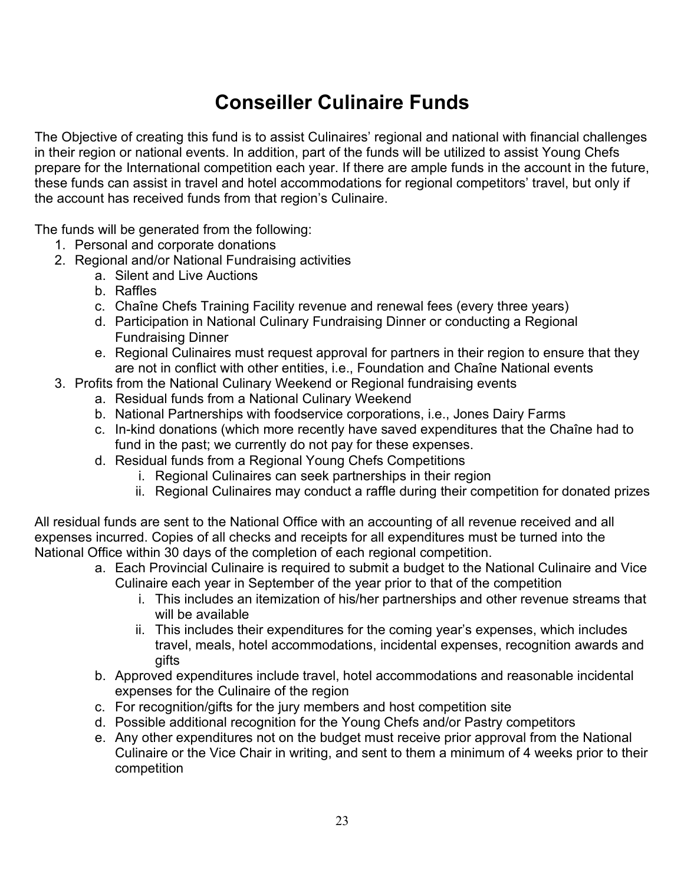# Conseiller Culinaire Funds

The Objective of creating this fund is to assist Culinaires' regional and national with financial challenges in their region or national events. In addition, part of the funds will be utilized to assist Young Chefs prepare for the International competition each year. If there are ample funds in the account in the future, these funds can assist in travel and hotel accommodations for regional competitors' travel, but only if the account has received funds from that region's Culinaire.

The funds will be generated from the following:

1. Personal and corporate donations
2. Regional and/or National Fundraising activities
   a. Silent and Live Auctions
   b. Raffles
   c. Chaîne Chefs Training Facility revenue and renewal fees (every three years)
   d. Participation in National Culinary Fundraising Dinner or conducting a Regional Fundraising Dinner
   e. Regional Culinaires must request approval for partners in their region to ensure that they are not in conflict with other entities, i.e., Foundation and Chaîne National events
3. Profits from the National Culinary Weekend or Regional fundraising events
   a. Residual funds from a National Culinary Weekend
   b. National Partnerships with foodservice corporations, i.e., Jones Dairy Farms
   c. In-kind donations (which more recently have saved expenditures that the Chaîne had to fund in the past; we currently do not pay for these expenses.
   d. Residual funds from a Regional Young Chefs Competitions
      i. Regional Culinaires can seek partnerships in their region
      ii. Regional Culinaires may conduct a raffle during their competition for donated prizes

All residual funds are sent to the National Office with an accounting of all revenue received and all expenses incurred. Copies of all checks and receipts for all expenditures must be turned into the National Office within 30 days of the completion of each regional competition.

a. Each Provincial Culinaire is required to submit a budget to the National Culinaire and Vice Culinaire each year in September of the year prior to that of the competition
   i. This includes an itemization of his/her partnerships and other revenue streams that will be available
   ii. This includes their expenditures for the coming year's expenses, which includes travel, meals, hotel accommodations, incidental expenses, recognition awards and gifts
b. Approved expenditures include travel, hotel accommodations and reasonable incidental expenses for the Culinaire of the region
c. For recognition/gifts for the jury members and host competition site
d. Possible additional recognition for the Young Chefs and/or Pastry competitors
e. Any other expenditures not on the budget must receive prior approval from the National Culinaire or the Vice Chair in writing, and sent to them a minimum of 4 weeks prior to their competition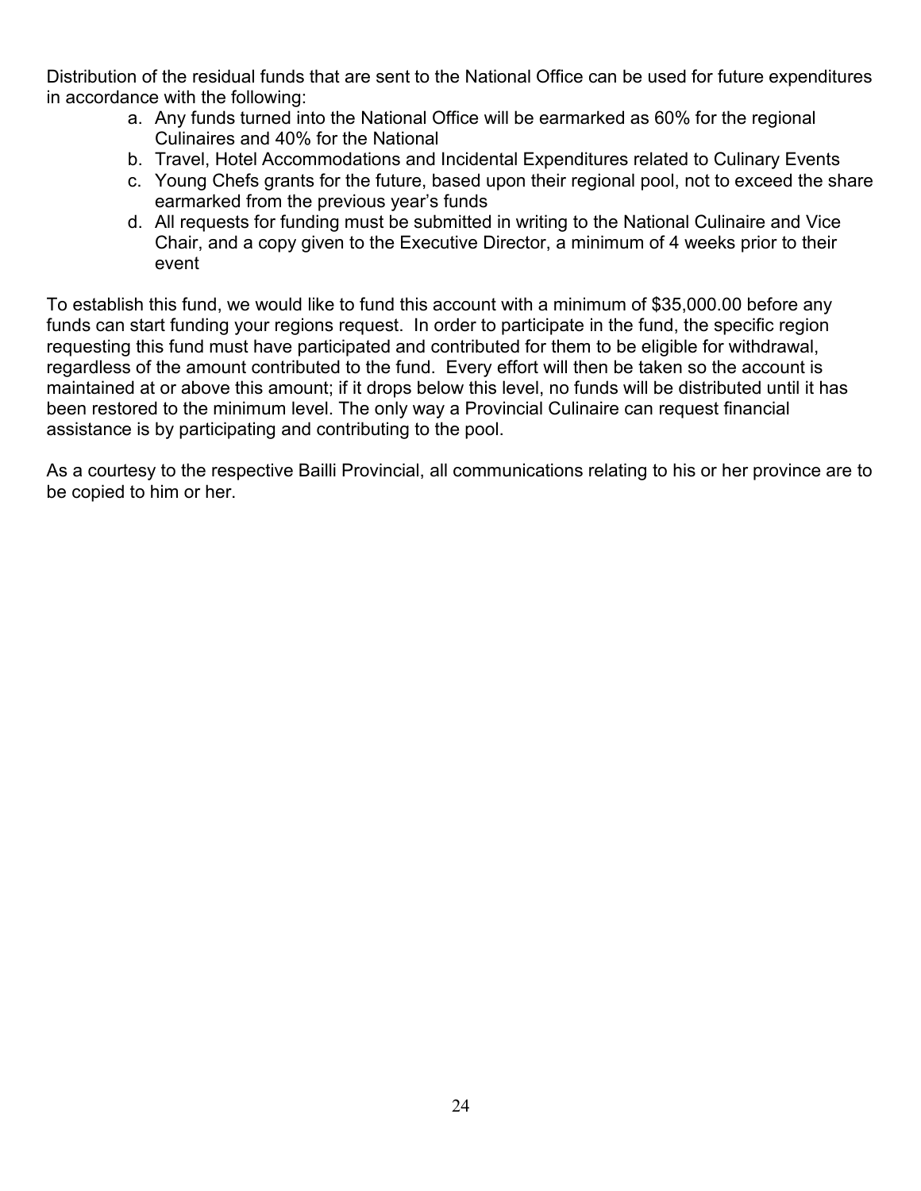Distribution of the residual funds that are sent to the National Office can be used for future expenditures in accordance with the following:

a. Any funds turned into the National Office will be earmarked as 60% for the regional Culinaires and 40% for the National
b. Travel, Hotel Accommodations and Incidental Expenditures related to Culinary Events
c. Young Chefs grants for the future, based upon their regional pool, not to exceed the share earmarked from the previous year's funds
d. All requests for funding must be submitted in writing to the National Culinaire and Vice Chair, and a copy given to the Executive Director, a minimum of 4 weeks prior to their event

To establish this fund, we would like to fund this account with a minimum of $35,000.00 before any funds can start funding your regions request. In order to participate in the fund, the specific region requesting this fund must have participated and contributed for them to be eligible for withdrawal, regardless of the amount contributed to the fund. Every effort will then be taken so the account is maintained at or above this amount; if it drops below this level, no funds will be distributed until it has been restored to the minimum level. The only way a Provincial Culinaire can request financial assistance is by participating and contributing to the pool.

As a courtesy to the respective Bailli Provincial, all communications relating to his or her province are to be copied to him or her.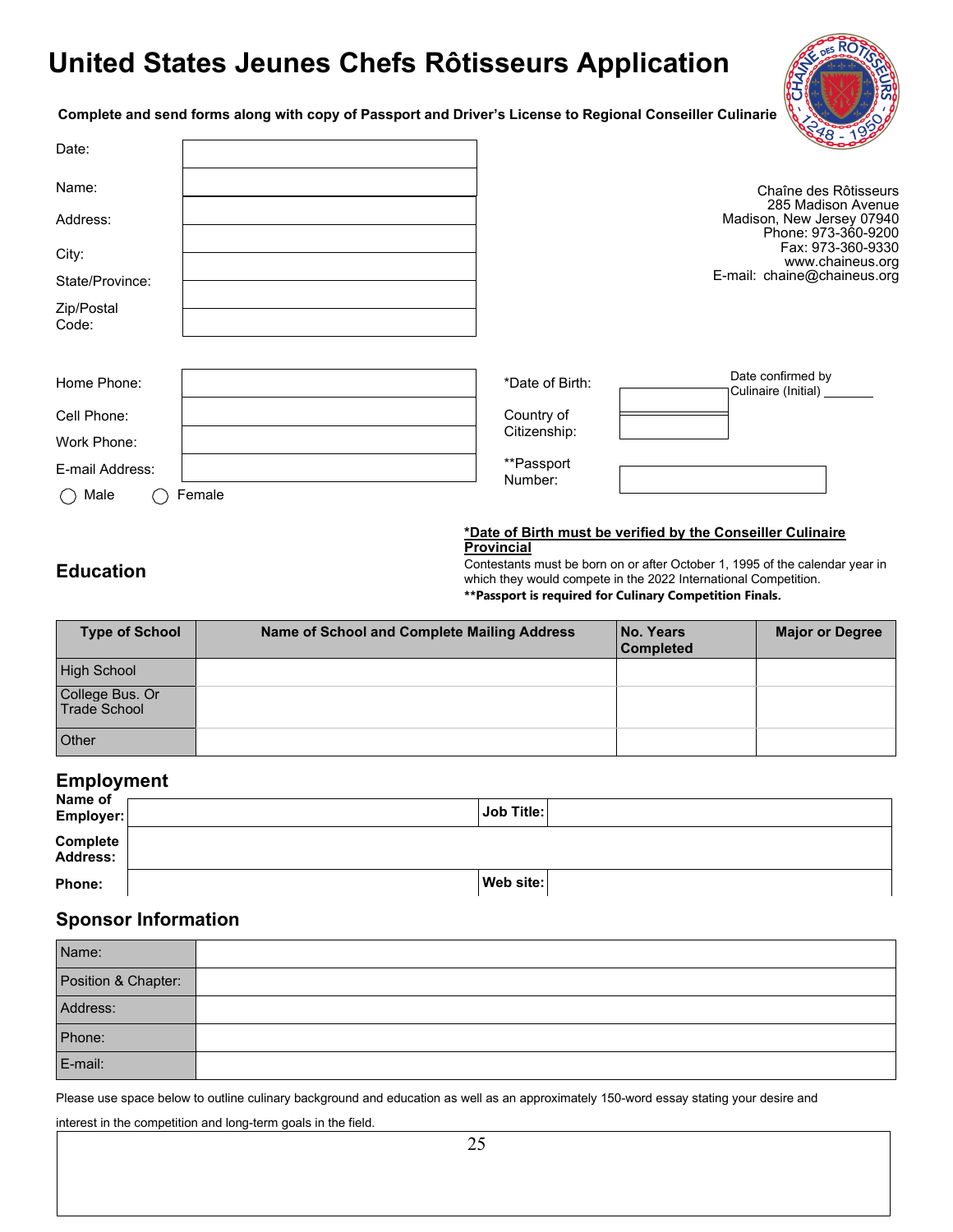# United States Jeunes Chefs Rôtisseurs Application

**Complete and send forms along with copy of Passport and Driver's License to Regional Conseiller Culinarie**

Chaîne des Rôtisseurs
285 Madison Avenue
Madison, New Jersey 07940
Phone: 973-360-9200
Fax: 973-360-9330
www.chaineus.org
E-mail: chaine@chaineus.org

Date:

Name:

Address:

City:

State/Province:

Zip/Postal Code:

Home Phone:

Cell Phone:

Work Phone:

E-mail Address:

◯ Male ◯ Female

*Date of Birth: Date confirmed by Culinaire (Initial) _______

Country of Citizenship:

**Passport Number:

**<u>*Date of Birth must be verified by the Conseiller Culinaire Provincial</u>**

Contestants must be born on or after October 1, 1995 of the calendar year in which they would compete in the 2022 International Competition.

****Passport is required for Culinary Competition Finals.**

## Education

| Type of School | Name of School and Complete Mailing Address | No. Years Completed | Major or Degree |
|---|---|---|---|
| High School | | | |
| College Bus. Or Trade School | | | |
| Other | | | |

## Employment

| **Name of Employer:** | | **Job Title:** | |
|---|---|---|---|
| **Complete Address:** | | | |
| **Phone:** | | **Web site:** | |

## Sponsor Information

| | |
|---|---|
| Name: | |
| Position & Chapter: | |
| Address: | |
| Phone: | |
| E-mail: | |

Please use space below to outline culinary background and education as well as an approximately 150-word essay stating your desire and interest in the competition and long-term goals in the field.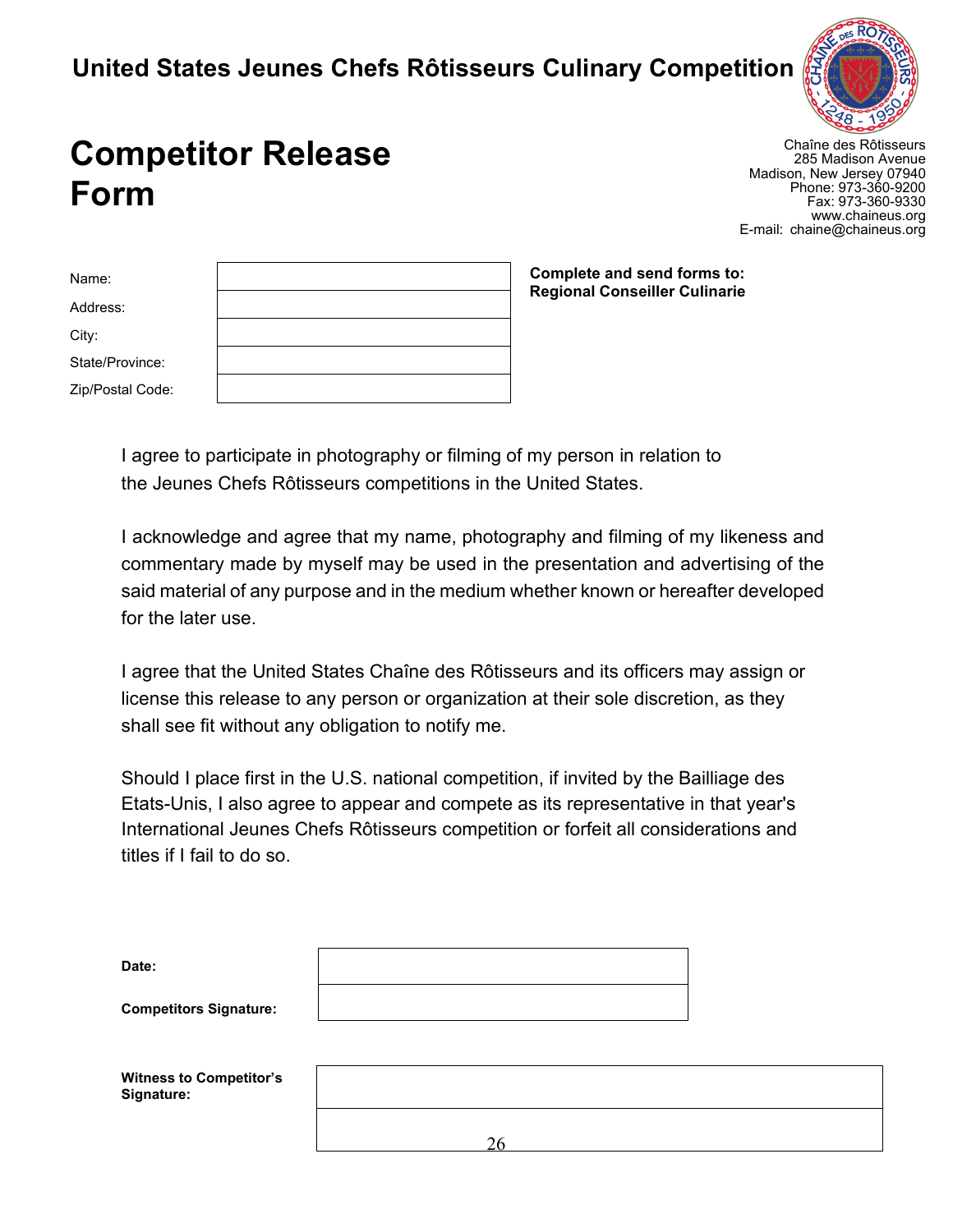**United States Jeunes Chefs Rôtisseurs Culinary Competition**

# Competitor Release Form

Chaîne des Rôtisseurs
285 Madison Avenue
Madison, New Jersey 07940
Phone: 973-360-9200
Fax: 973-360-9330
www.chaineus.org
E-mail: chaine@chaineus.org

| | |
|---|---|
| Name: | |
| Address: | |
| City: | |
| State/Province: | |
| Zip/Postal Code: | |

**Complete and send forms to:**
**Regional Conseiller Culinarie**

I agree to participate in photography or filming of my person in relation to the Jeunes Chefs Rôtisseurs competitions in the United States.

I acknowledge and agree that my name, photography and filming of my likeness and commentary made by myself may be used in the presentation and advertising of the said material of any purpose and in the medium whether known or hereafter developed for the later use.

I agree that the United States Chaîne des Rôtisseurs and its officers may assign or license this release to any person or organization at their sole discretion, as they shall see fit without any obligation to notify me.

Should I place first in the U.S. national competition, if invited by the Bailliage des Etats-Unis, I also agree to appear and compete as its representative in that year's International Jeunes Chefs Rôtisseurs competition or forfeit all considerations and titles if I fail to do so.

| | |
|---|---|
| **Date:** | |
| **Competitors Signature:** | |

| | |
|---|---|
| **Witness to Competitor's Signature:** | |
| | |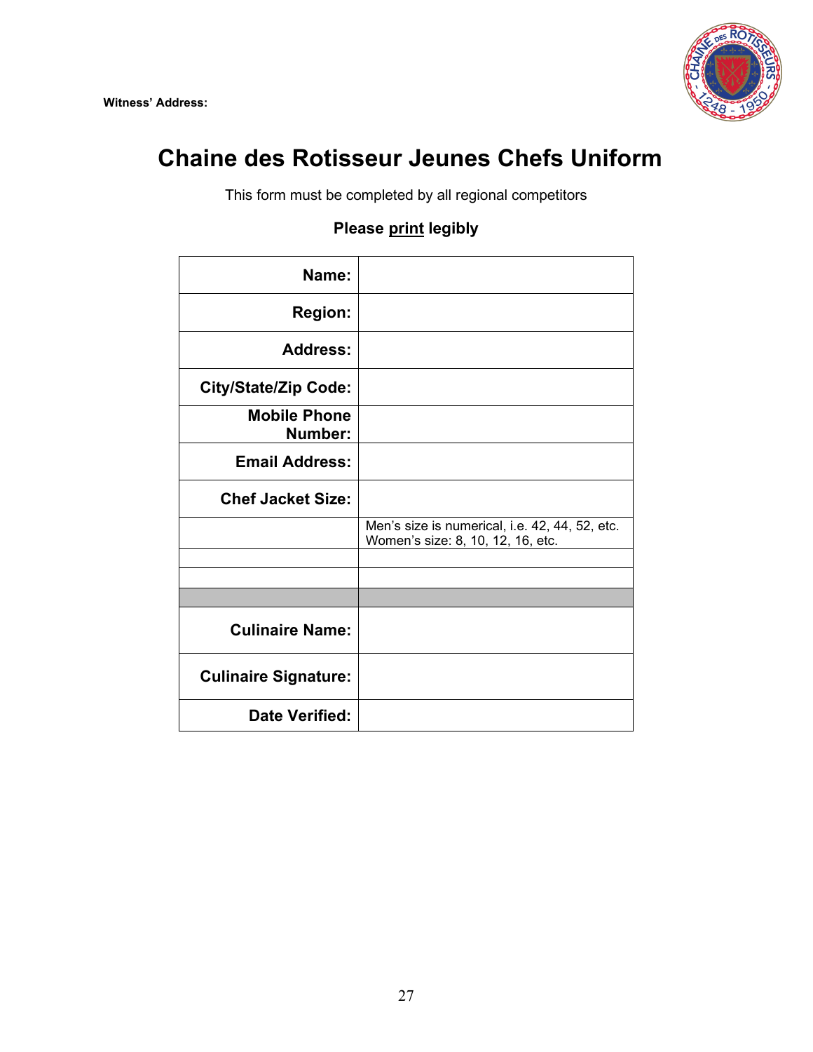**Witness' Address:**

# Chaine des Rotisseur Jeunes Chefs Uniform

This form must be completed by all regional competitors

**Please print legibly**

| | |
|---|---|
| **Name:** | |
| **Region:** | |
| **Address:** | |
| **City/State/Zip Code:** | |
| **Mobile Phone Number:** | |
| **Email Address:** | |
| **Chef Jacket Size:** | |
| | Men's size is numerical, i.e. 42, 44, 52, etc. Women's size: 8, 10, 12, 16, etc. |
| | |
| | |
| | |
| **Culinaire Name:** | |
| **Culinaire Signature:** | |
| **Date Verified:** | |